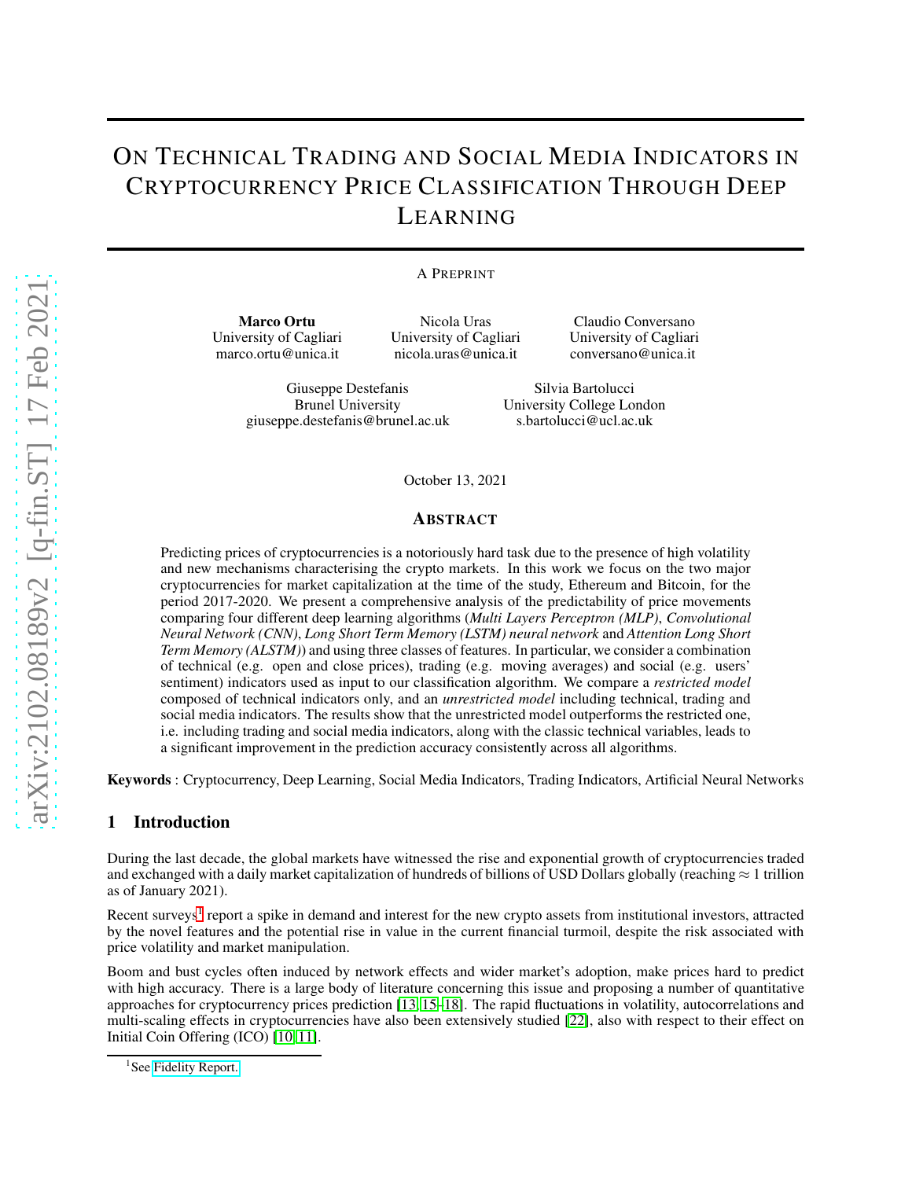# On Technical Trading and Social Media Indicators in Cryptocurrency Price Classification Through Deep Learning

A Preprint

**Marco Ortu**
University of Cagliari
marco.ortu@unica.it

Nicola Uras
University of Cagliari
nicola.uras@unica.it

Claudio Conversano
University of Cagliari
conversano@unica.it

Giuseppe Destefanis
Brunel University
giuseppe.destefanis@brunel.ac.uk

Silvia Bartolucci
University College London
s.bartolucci@ucl.ac.uk

October 13, 2021

## Abstract

Predicting prices of cryptocurrencies is a notoriously hard task due to the presence of high volatility and new mechanisms characterising the crypto markets. In this work we focus on the two major cryptocurrencies for market capitalization at the time of the study, Ethereum and Bitcoin, for the period 2017-2020. We present a comprehensive analysis of the predictability of price movements comparing four different deep learning algorithms (*Multi Layers Perceptron (MLP)*, *Convolutional Neural Network (CNN)*, *Long Short Term Memory (LSTM) neural network* and *Attention Long Short Term Memory (ALSTM)*) and using three classes of features. In particular, we consider a combination of technical (e.g. open and close prices), trading (e.g. moving averages) and social (e.g. users' sentiment) indicators used as input to our classification algorithm. We compare a *restricted model* composed of technical indicators only, and an *unrestricted model* including technical, trading and social media indicators. The results show that the unrestricted model outperforms the restricted one, i.e. including trading and social media indicators, along with the classic technical variables, leads to a significant improvement in the prediction accuracy consistently across all algorithms.

**Keywords** : Cryptocurrency, Deep Learning, Social Media Indicators, Trading Indicators, Artificial Neural Networks

## 1 Introduction

During the last decade, the global markets have witnessed the rise and exponential growth of cryptocurrencies traded and exchanged with a daily market capitalization of hundreds of billions of USD Dollars globally (reaching $\approx 1$ trillion as of January 2021).

Recent surveys[1] report a spike in demand and interest for the new crypto assets from institutional investors, attracted by the novel features and the potential rise in value in the current financial turmoil, despite the risk associated with price volatility and market manipulation.

Boom and bust cycles often induced by network effects and wider market's adoption, make prices hard to predict with high accuracy. There is a large body of literature concerning this issue and proposing a number of quantitative approaches for cryptocurrency prices prediction [13, 15–18]. The rapid fluctuations in volatility, autocorrelations and multi-scaling effects in cryptocurrencies have also been extensively studied [22], also with respect to their effect on Initial Coin Offering (ICO) [10, 11].

[1] See Fidelity Report.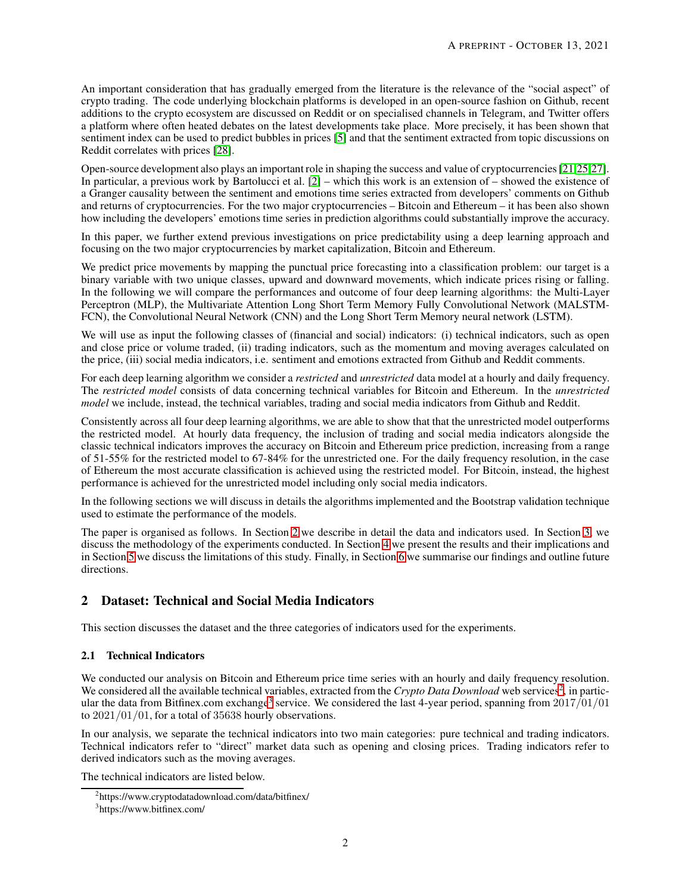An important consideration that has gradually emerged from the literature is the relevance of the "social aspect" of crypto trading. The code underlying blockchain platforms is developed in an open-source fashion on Github, recent additions to the crypto ecosystem are discussed on Reddit or on specialised channels in Telegram, and Twitter offers a platform where often heated debates on the latest developments take place. More precisely, it has been shown that sentiment index can be used to predict bubbles in prices [5] and that the sentiment extracted from topic discussions on Reddit correlates with prices [28].

Open-source development also plays an important role in shaping the success and value of cryptocurrencies [21,25,27]. In particular, a previous work by Bartolucci et al. [2] – which this work is an extension of – showed the existence of a Granger causality between the sentiment and emotions time series extracted from developers' comments on Github and returns of cryptocurrencies. For the two major cryptocurrencies – Bitcoin and Ethereum – it has been also shown how including the developers' emotions time series in prediction algorithms could substantially improve the accuracy.

In this paper, we further extend previous investigations on price predictability using a deep learning approach and focusing on the two major cryptocurrencies by market capitalization, Bitcoin and Ethereum.

We predict price movements by mapping the punctual price forecasting into a classification problem: our target is a binary variable with two unique classes, upward and downward movements, which indicate prices rising or falling. In the following we will compare the performances and outcome of four deep learning algorithms: the Multi-Layer Perceptron (MLP), the Multivariate Attention Long Short Term Memory Fully Convolutional Network (MALSTM-FCN), the Convolutional Neural Network (CNN) and the Long Short Term Memory neural network (LSTM).

We will use as input the following classes of (financial and social) indicators: (i) technical indicators, such as open and close price or volume traded, (ii) trading indicators, such as the momentum and moving averages calculated on the price, (iii) social media indicators, i.e. sentiment and emotions extracted from Github and Reddit comments.

For each deep learning algorithm we consider a *restricted* and *unrestricted* data model at a hourly and daily frequency. The *restricted model* consists of data concerning technical variables for Bitcoin and Ethereum. In the *unrestricted model* we include, instead, the technical variables, trading and social media indicators from Github and Reddit.

Consistently across all four deep learning algorithms, we are able to show that that the unrestricted model outperforms the restricted model. At hourly data frequency, the inclusion of trading and social media indicators alongside the classic technical indicators improves the accuracy on Bitcoin and Ethereum price prediction, increasing from a range of 51-55% for the restricted model to 67-84% for the unrestricted one. For the daily frequency resolution, in the case of Ethereum the most accurate classification is achieved using the restricted model. For Bitcoin, instead, the highest performance is achieved for the unrestricted model including only social media indicators.

In the following sections we will discuss in details the algorithms implemented and the Bootstrap validation technique used to estimate the performance of the models.

The paper is organised as follows. In Section 2 we describe in detail the data and indicators used. In Section 3, we discuss the methodology of the experiments conducted. In Section 4 we present the results and their implications and in Section 5 we discuss the limitations of this study. Finally, in Section 6 we summarise our findings and outline future directions.

## 2 Dataset: Technical and Social Media Indicators

This section discusses the dataset and the three categories of indicators used for the experiments.

### 2.1 Technical Indicators

We conducted our analysis on Bitcoin and Ethereum price time series with an hourly and daily frequency resolution. We considered all the available technical variables, extracted from the *Crypto Data Download* web service[2], in particular the data from Bitfinex.com exchange[3] service. We considered the last 4-year period, spanning from $2017/01/01$ to $2021/01/01$, for a total of $35638$ hourly observations.

In our analysis, we separate the technical indicators into two main categories: pure technical and trading indicators. Technical indicators refer to "direct" market data such as opening and closing prices. Trading indicators refer to derived indicators such as the moving averages.

The technical indicators are listed below.

[2] https://www.cryptodatadownload.com/data/bitfinex/

[3] https://www.bitfinex.com/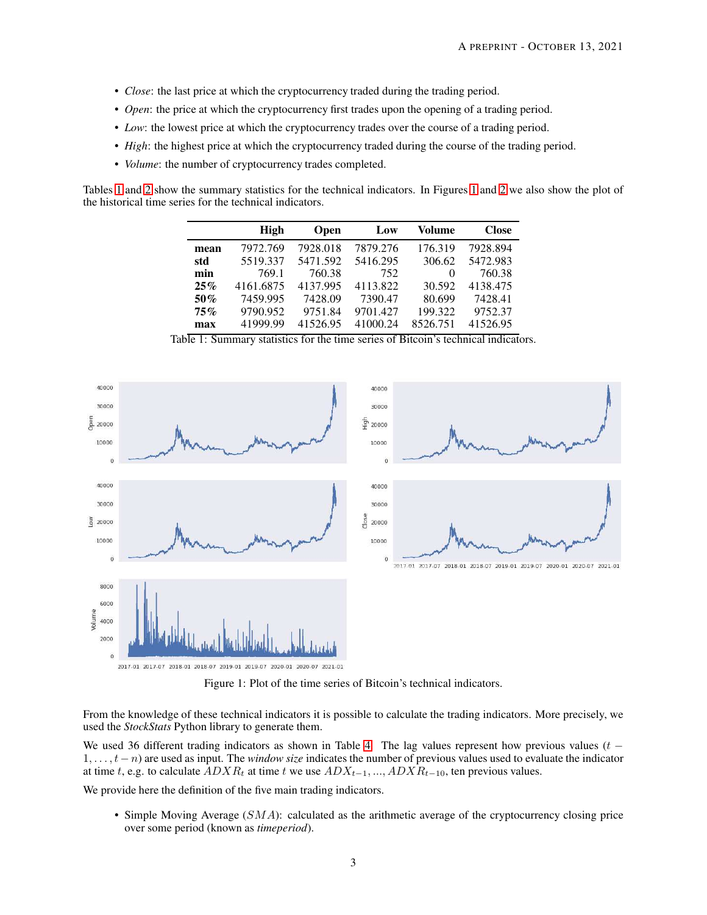- *Close*: the last price at which the cryptocurrency traded during the trading period.
- *Open*: the price at which the cryptocurrency first trades upon the opening of a trading period.
- *Low*: the lowest price at which the cryptocurrency trades over the course of a trading period.
- *High*: the highest price at which the cryptocurrency traded during the course of the trading period.
- *Volume*: the number of cryptocurrency trades completed.

Tables 1 and 2 show the summary statistics for the technical indicators. In Figures 1 and 2 we also show the plot of the historical time series for the technical indicators.

| | High | Open | Low | Volume | Close |
|---|---|---|---|---|---|
| **mean** | 7972.769 | 7928.018 | 7879.276 | 176.319 | 7928.894 |
| **std** | 5519.337 | 5471.592 | 5416.295 | 306.62 | 5472.983 |
| **min** | 769.1 | 760.38 | 752 | 0 | 760.38 |
| **25%** | 4161.6875 | 4137.995 | 4113.822 | 30.592 | 4138.475 |
| **50%** | 7459.995 | 7428.09 | 7390.47 | 80.699 | 7428.41 |
| **75%** | 9790.952 | 9751.84 | 9701.427 | 199.322 | 9752.37 |
| **max** | 41999.99 | 41526.95 | 41000.24 | 8526.751 | 41526.95 |

Table 1: Summary statistics for the time series of Bitcoin's technical indicators.

Figure 1: Plot of the time series of Bitcoin's technical indicators.

From the knowledge of these technical indicators it is possible to calculate the trading indicators. More precisely, we used the *StockStats* Python library to generate them.

We used 36 different trading indicators as shown in Table 4. The lag values represent how previous values ($t-1, \ldots, t-n$) are used as input. The *window size* indicates the number of previous values used to evaluate the indicator at time $t$, e.g. to calculate $ADXR_t$ at time $t$ we use $ADX_{t-1}, \ldots, ADXR_{t-10}$, ten previous values.

We provide here the definition of the five main trading indicators.

- Simple Moving Average ($SMA$): calculated as the arithmetic average of the cryptocurrency closing price over some period (known as *timeperiod*).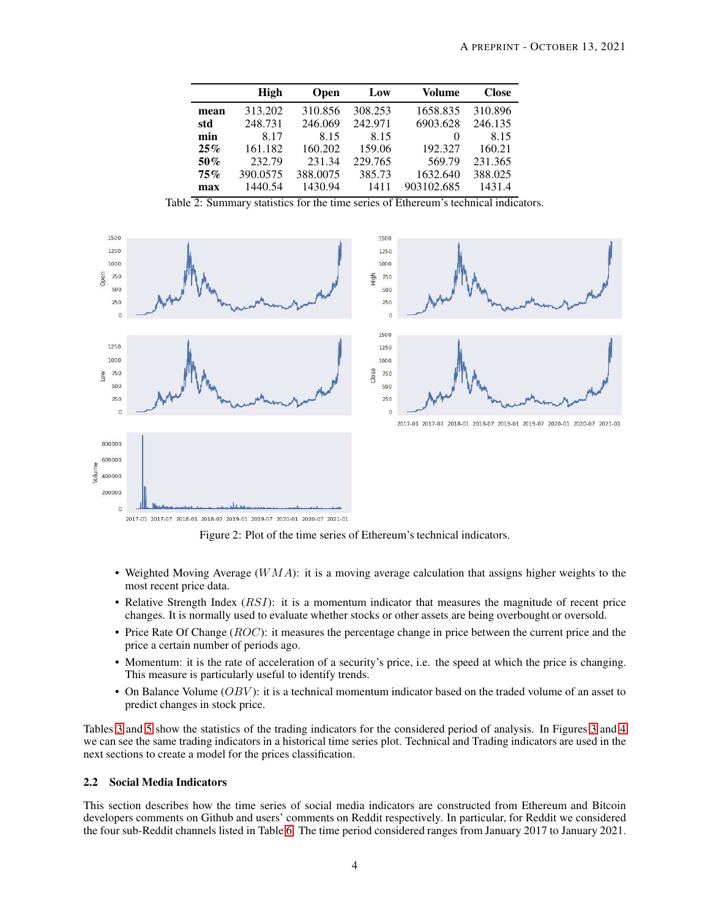|  | High | Open | Low | Volume | Close |
|---|---|---|---|---|---|
| **mean** | 313.202 | 310.856 | 308.253 | 1658.835 | 310.896 |
| **std** | 248.731 | 246.069 | 242.971 | 6903.628 | 246.135 |
| **min** | 8.17 | 8.15 | 8.15 | 0 | 8.15 |
| **25%** | 161.182 | 160.202 | 159.06 | 192.327 | 160.21 |
| **50%** | 232.79 | 231.34 | 229.765 | 569.79 | 231.365 |
| **75%** | 390.0575 | 388.0075 | 385.73 | 1632.640 | 388.025 |
| **max** | 1440.54 | 1430.94 | 1411 | 903102.685 | 1431.4 |

Table 2: Summary statistics for the time series of Ethereum's technical indicators.

Figure 2: Plot of the time series of Ethereum's technical indicators.

- Weighted Moving Average ($WMA$): it is a moving average calculation that assigns higher weights to the most recent price data.
- Relative Strength Index ($RSI$): it is a momentum indicator that measures the magnitude of recent price changes. It is normally used to evaluate whether stocks or other assets are being overbought or oversold.
- Price Rate Of Change ($ROC$): it measures the percentage change in price between the current price and the price a certain number of periods ago.
- Momentum: it is the rate of acceleration of a security's price, i.e. the speed at which the price is changing. This measure is particularly useful to identify trends.
- On Balance Volume ($OBV$): it is a technical momentum indicator based on the traded volume of an asset to predict changes in stock price.

Tables 3 and 5 show the statistics of the trading indicators for the considered period of analysis. In Figures 3 and 4 we can see the same trading indicators in a historical time series plot. Technical and Trading indicators are used in the next sections to create a model for the prices classification.

### 2.2 Social Media Indicators

This section describes how the time series of social media indicators are constructed from Ethereum and Bitcoin developers comments on Github and users' comments on Reddit respectively. In particular, for Reddit we considered the four sub-Reddit channels listed in Table 6. The time period considered ranges from January 2017 to January 2021.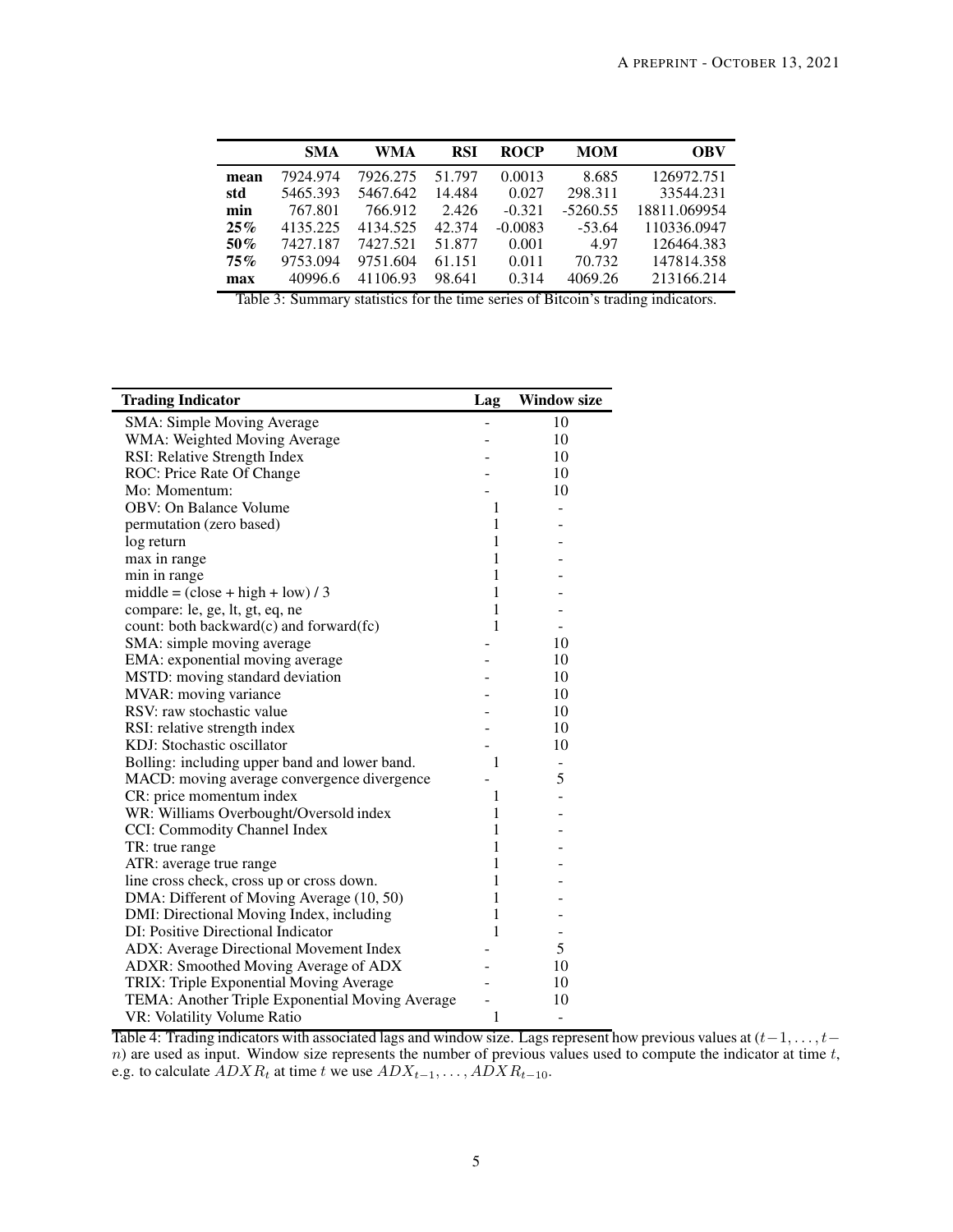|  | **SMA** | **WMA** | **RSI** | **ROCP** | **MOM** | **OBV** |
|---|---|---|---|---|---|---|
| **mean** | 7924.974 | 7926.275 | 51.797 | 0.0013 | 8.685 | 126972.751 |
| **std** | 5465.393 | 5467.642 | 14.484 | 0.027 | 298.311 | 33544.231 |
| **min** | 767.801 | 766.912 | 2.426 | -0.321 | -5260.55 | 18811.069954 |
| **25%** | 4135.225 | 4134.525 | 42.374 | -0.0083 | -53.64 | 110336.0947 |
| **50%** | 7427.187 | 7427.521 | 51.877 | 0.001 | 4.97 | 126464.383 |
| **75%** | 9753.094 | 9751.604 | 61.151 | 0.011 | 70.732 | 147814.358 |
| **max** | 40996.6 | 41106.93 | 98.641 | 0.314 | 4069.26 | 213166.214 |

Table 3: Summary statistics for the time series of Bitcoin's trading indicators.

| **Trading Indicator** | **Lag** | **Window size** |
|---|---|---|
| SMA: Simple Moving Average | - | 10 |
| WMA: Weighted Moving Average | - | 10 |
| RSI: Relative Strength Index | - | 10 |
| ROC: Price Rate Of Change | - | 10 |
| Mo: Momentum: | - | 10 |
| OBV: On Balance Volume | 1 | - |
| permutation (zero based) | 1 | - |
| log return | 1 | - |
| max in range | 1 | - |
| min in range | 1 | - |
| middle = (close + high + low) / 3 | 1 | - |
| compare: le, ge, lt, gt, eq, ne | 1 | - |
| count: both backward(c) and forward(fc) | 1 | - |
| SMA: simple moving average | - | 10 |
| EMA: exponential moving average | - | 10 |
| MSTD: moving standard deviation | - | 10 |
| MVAR: moving variance | - | 10 |
| RSV: raw stochastic value | - | 10 |
| RSI: relative strength index | - | 10 |
| KDJ: Stochastic oscillator | - | 10 |
| Bolling: including upper band and lower band. | 1 | - |
| MACD: moving average convergence divergence | - | 5 |
| CR: price momentum index | 1 | - |
| WR: Williams Overbought/Oversold index | 1 | - |
| CCI: Commodity Channel Index | 1 | - |
| TR: true range | 1 | - |
| ATR: average true range | 1 | - |
| line cross check, cross up or cross down. | 1 | - |
| DMA: Different of Moving Average (10, 50) | 1 | - |
| DMI: Directional Moving Index, including | 1 | - |
| DI: Positive Directional Indicator | 1 | - |
| ADX: Average Directional Movement Index | - | 5 |
| ADXR: Smoothed Moving Average of ADX | - | 10 |
| TRIX: Triple Exponential Moving Average | - | 10 |
| TEMA: Another Triple Exponential Moving Average | - | 10 |
| VR: Volatility Volume Ratio | 1 | - |

Table 4: Trading indicators with associated lags and window size. Lags represent how previous values at $(t-1, \ldots, t-n)$ are used as input. Window size represents the number of previous values used to compute the indicator at time $t$, e.g. to calculate $ADXR_t$ at time $t$ we use $ADX_{t-1}, \ldots, ADXR_{t-10}$.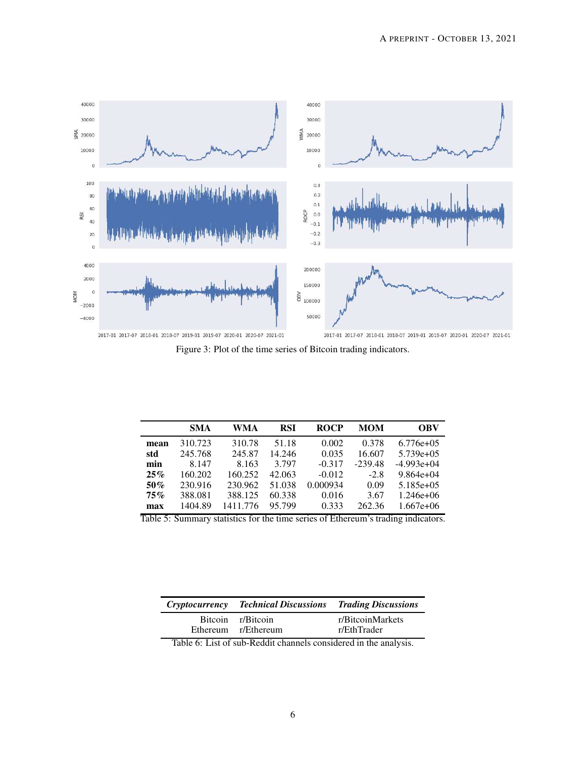Figure 3: Plot of the time series of Bitcoin trading indicators.

|  | SMA | WMA | RSI | ROCP | MOM | OBV |
|---|---|---|---|---|---|---|
| **mean** | 310.723 | 310.78 | 51.18 | 0.002 | 0.378 | 6.776e+05 |
| **std** | 245.768 | 245.87 | 14.246 | 0.035 | 16.607 | 5.739e+05 |
| **min** | 8.147 | 8.163 | 3.797 | -0.317 | -239.48 | -4.993e+04 |
| **25%** | 160.202 | 160.252 | 42.063 | -0.012 | -2.8 | 9.864e+04 |
| **50%** | 230.916 | 230.962 | 51.038 | 0.000934 | 0.09 | 5.185e+05 |
| **75%** | 388.081 | 388.125 | 60.338 | 0.016 | 3.67 | 1.246e+06 |
| **max** | 1404.89 | 1411.776 | 95.799 | 0.333 | 262.36 | 1.667e+06 |

Table 5: Summary statistics for the time series of Ethereum's trading indicators.

| *Cryptocurrency* | *Technical Discussions* | *Trading Discussions* |
|---|---|---|
| Bitcoin | r/Bitcoin | r/BitcoinMarkets |
| Ethereum | r/Ethereum | r/EthTrader |

Table 6: List of sub-Reddit channels considered in the analysis.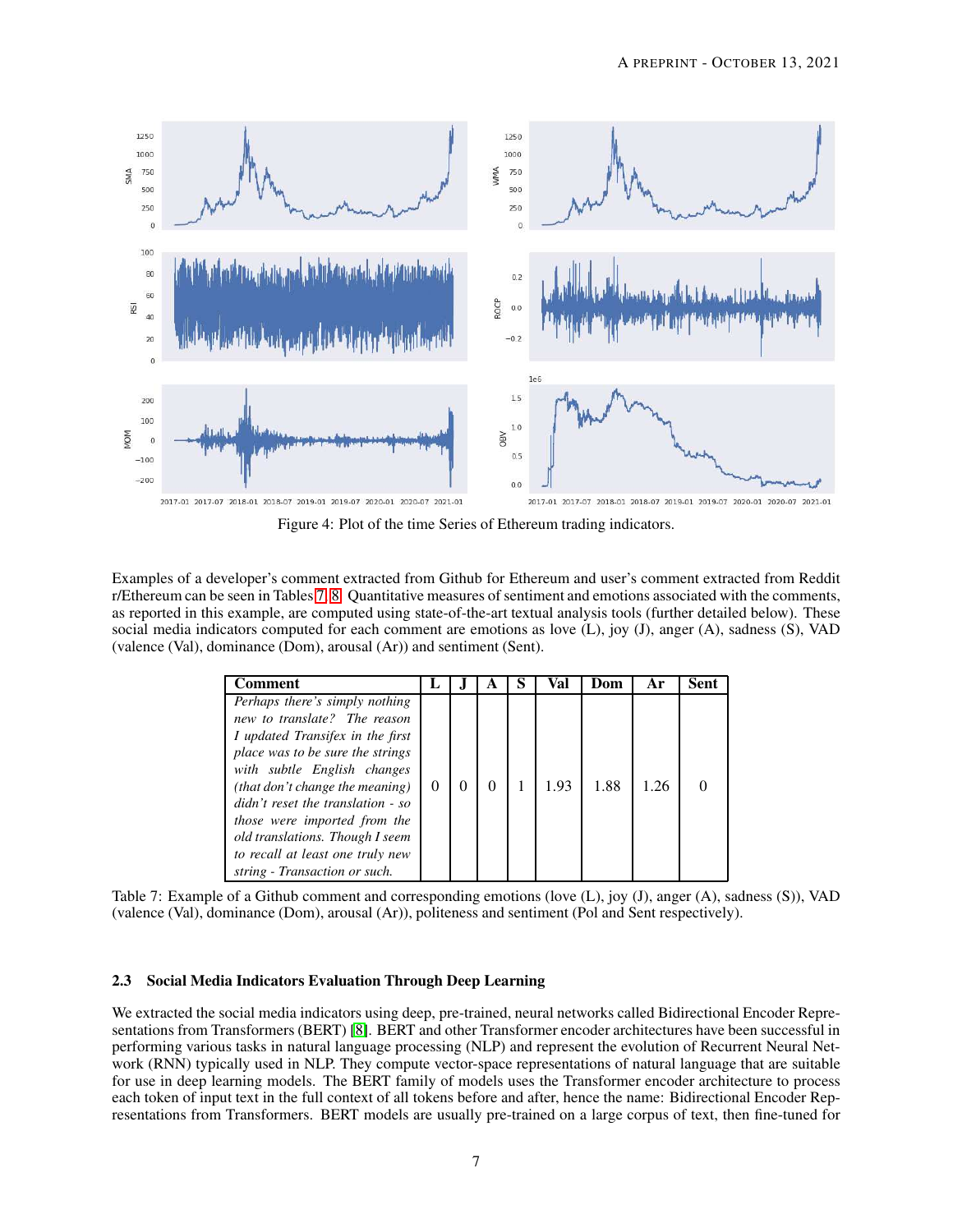Figure 4: Plot of the time Series of Ethereum trading indicators.

Examples of a developer's comment extracted from Github for Ethereum and user's comment extracted from Reddit r/Ethereum can be seen in Tables 7, 8. Quantitative measures of sentiment and emotions associated with the comments, as reported in this example, are computed using state-of-the-art textual analysis tools (further detailed below). These social media indicators computed for each comment are emotions as love (L), joy (J), anger (A), sadness (S), VAD (valence (Val), dominance (Dom), arousal (Ar)) and sentiment (Sent).

| Comment | L | J | A | S | Val | Dom | Ar | Sent |
|---|---|---|---|---|---|---|---|---|
| *Perhaps there's simply nothing new to translate? The reason I updated Transifex in the first place was to be sure the strings with subtle English changes (that don't change the meaning) didn't reset the translation - so those were imported from the old translations. Though I seem to recall at least one truly new string - Transaction or such.* | 0 | 0 | 0 | 1 | 1.93 | 1.88 | 1.26 | 0 |

Table 7: Example of a Github comment and corresponding emotions (love (L), joy (J), anger (A), sadness (S)), VAD (valence (Val), dominance (Dom), arousal (Ar)), politeness and sentiment (Pol and Sent respectively).

### 2.3 Social Media Indicators Evaluation Through Deep Learning

We extracted the social media indicators using deep, pre-trained, neural networks called Bidirectional Encoder Representations from Transformers (BERT) [8]. BERT and other Transformer encoder architectures have been successful in performing various tasks in natural language processing (NLP) and represent the evolution of Recurrent Neural Network (RNN) typically used in NLP. They compute vector-space representations of natural language that are suitable for use in deep learning models. The BERT family of models uses the Transformer encoder architecture to process each token of input text in the full context of all tokens before and after, hence the name: Bidirectional Encoder Representations from Transformers. BERT models are usually pre-trained on a large corpus of text, then fine-tuned for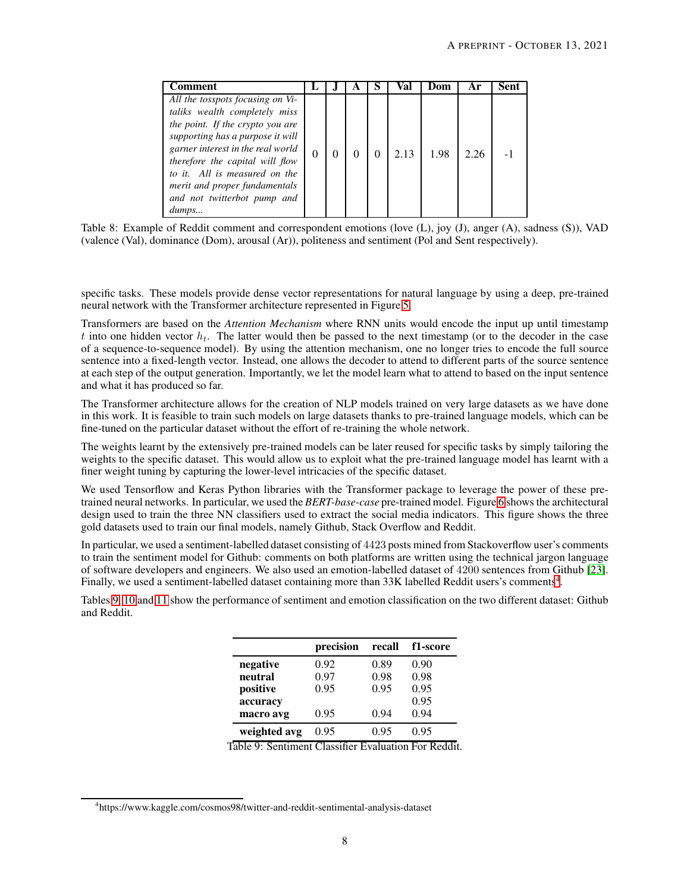| Comment | L | J | A | S | Val | Dom | Ar | Sent |
|---|---|---|---|---|---|---|---|---|
| *All the tosspots focusing on Vitaliks wealth completely miss the point. If the crypto you are supporting has a purpose it will garner interest in the real world therefore the capital will flow to it. All is measured on the merit and proper fundamentals and not twitterbot pump and dumps...* | 0 | 0 | 0 | 0 | 2.13 | 1.98 | 2.26 | -1 |

Table 8: Example of Reddit comment and correspondent emotions (love (L), joy (J), anger (A), sadness (S)), VAD (valence (Val), dominance (Dom), arousal (Ar)), politeness and sentiment (Pol and Sent respectively).

specific tasks. These models provide dense vector representations for natural language by using a deep, pre-trained neural network with the Transformer architecture represented in Figure 5.

Transformers are based on the *Attention Mechanism* where RNN units would encode the input up until timestamp $t$ into one hidden vector $h_t$. The latter would then be passed to the next timestamp (or to the decoder in the case of a sequence-to-sequence model). By using the attention mechanism, one no longer tries to encode the full source sentence into a fixed-length vector. Instead, one allows the decoder to attend to different parts of the source sentence at each step of the output generation. Importantly, we let the model learn what to attend to based on the input sentence and what it has produced so far.

The Transformer architecture allows for the creation of NLP models trained on very large datasets as we have done in this work. It is feasible to train such models on large datasets thanks to pre-trained language models, which can be fine-tuned on the particular dataset without the effort of re-training the whole network.

The weights learnt by the extensively pre-trained models can be later reused for specific tasks by simply tailoring the weights to the specific dataset. This would allow us to exploit what the pre-trained language model has learnt with a finer weight tuning by capturing the lower-level intricacies of the specific dataset.

We used Tensorflow and Keras Python libraries with the Transformer package to leverage the power of these pre-trained neural networks. In particular, we used the *BERT-base-case* pre-trained model. Figure 6 shows the architectural design used to train the three NN classifiers used to extract the social media indicators. This figure shows the three gold datasets used to train our final models, namely Github, Stack Overflow and Reddit.

In particular, we used a sentiment-labelled dataset consisting of 4423 posts mined from Stackoverflow user's comments to train the sentiment model for Github: comments on both platforms are written using the technical jargon language of software developers and engineers. We also used an emotion-labelled dataset of 4200 sentences from Github [23]. Finally, we used a sentiment-labelled dataset containing more than 33K labelled Reddit users's comments[4].

Tables 9, 10 and 11 show the performance of sentiment and emotion classification on the two different dataset: Github and Reddit.

| | precision | recall | f1-score |
|---|---|---|---|
| **negative** | 0.92 | 0.89 | 0.90 |
| **neutral** | 0.97 | 0.98 | 0.98 |
| **positive** | 0.95 | 0.95 | 0.95 |
| **accuracy** | | | 0.95 |
| **macro avg** | 0.95 | 0.94 | 0.94 |
| **weighted avg** | 0.95 | 0.95 | 0.95 |

Table 9: Sentiment Classifier Evaluation For Reddit.

[4] https://www.kaggle.com/cosmos98/twitter-and-reddit-sentimental-analysis-dataset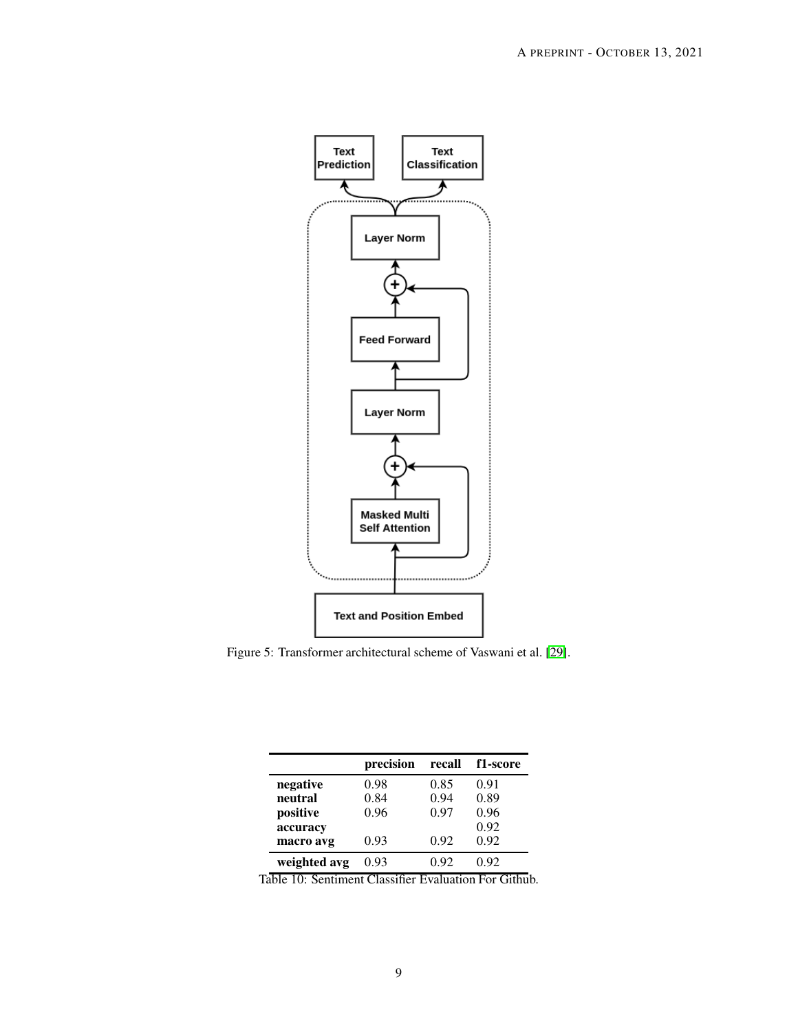Figure 5: Transformer architectural scheme of Vaswani et al. [29].

| | precision | recall | f1-score |
|---|---|---|---|
| **negative** | 0.98 | 0.85 | 0.91 |
| **neutral** | 0.84 | 0.94 | 0.89 |
| **positive** | 0.96 | 0.97 | 0.96 |
| **accuracy** | | | 0.92 |
| **macro avg** | 0.93 | 0.92 | 0.92 |
| **weighted avg** | 0.93 | 0.92 | 0.92 |

Table 10: Sentiment Classifier Evaluation For Github.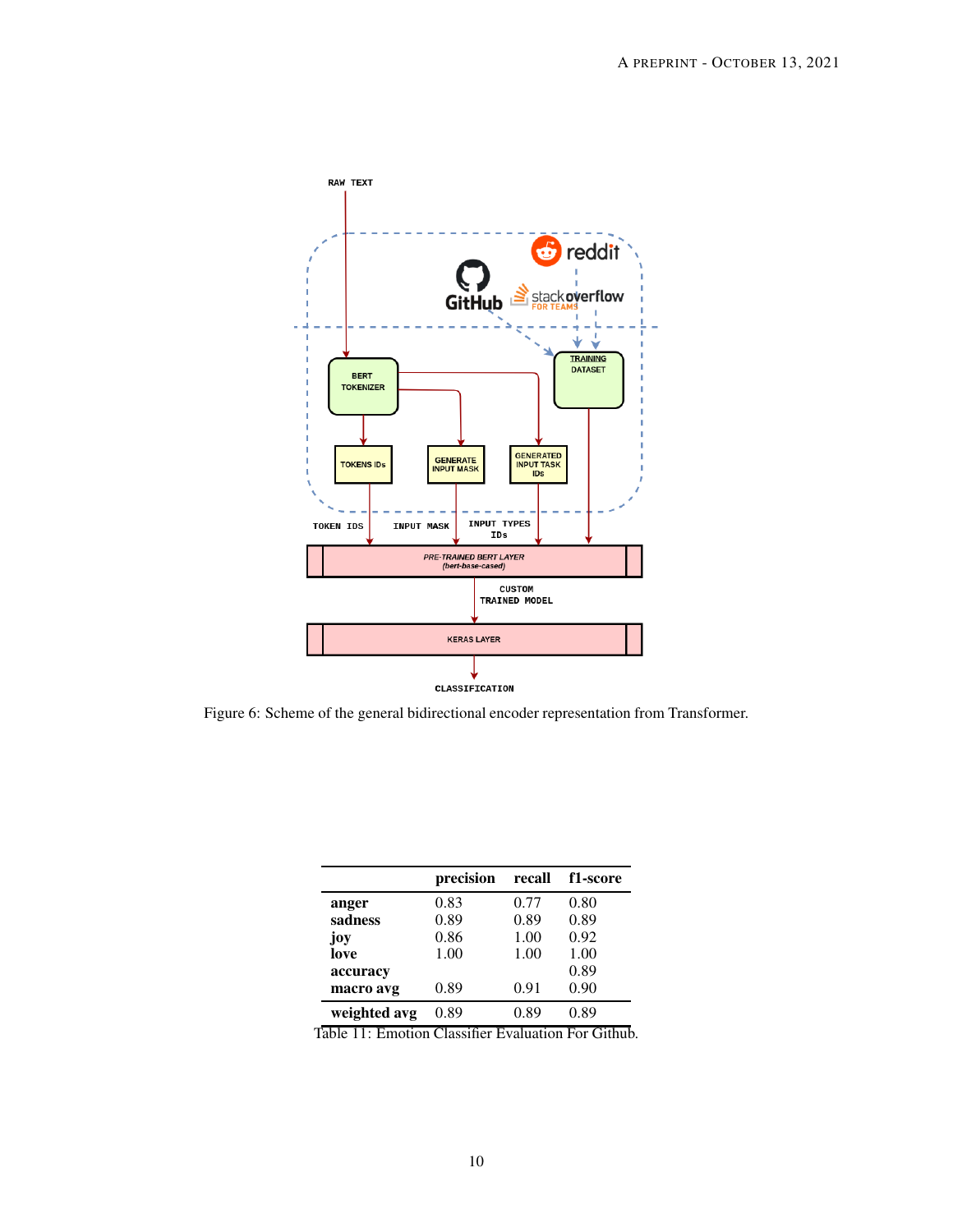Figure 6: Scheme of the general bidirectional encoder representation from Transformer.

|  | precision | recall | f1-score |
|---|---|---|---|
| **anger** | 0.83 | 0.77 | 0.80 |
| **sadness** | 0.89 | 0.89 | 0.89 |
| **joy** | 0.86 | 1.00 | 0.92 |
| **love** | 1.00 | 1.00 | 1.00 |
| **accuracy** |  |  | 0.89 |
| **macro avg** | 0.89 | 0.91 | 0.90 |
| **weighted avg** | 0.89 | 0.89 | 0.89 |

Table 11: Emotion Classifier Evaluation For Github.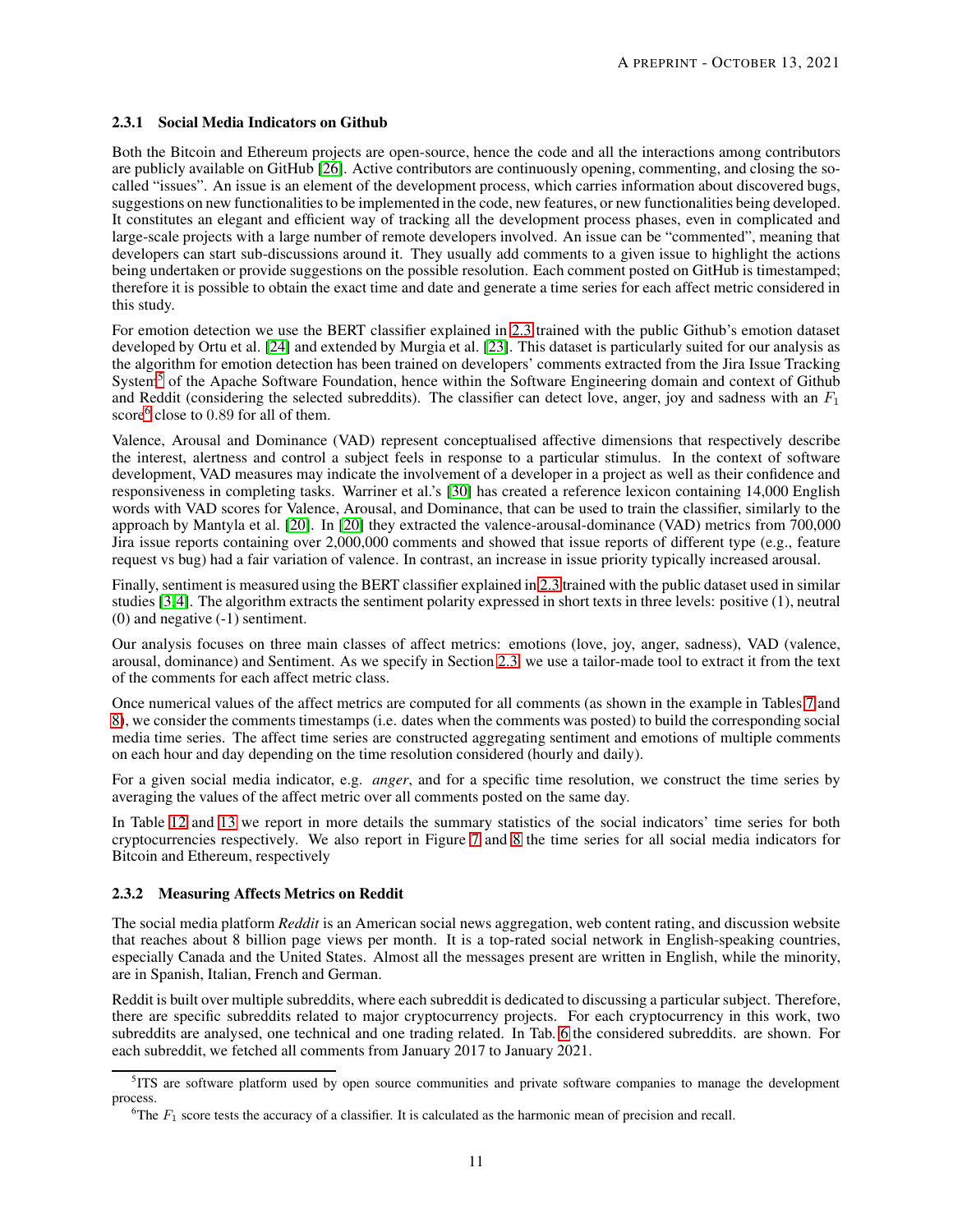### 2.3.1 Social Media Indicators on Github

Both the Bitcoin and Ethereum projects are open-source, hence the code and all the interactions among contributors are publicly available on GitHub [26]. Active contributors are continuously opening, commenting, and closing the so-called "issues". An issue is an element of the development process, which carries information about discovered bugs, suggestions on new functionalities to be implemented in the code, new features, or new functionalities being developed. It constitutes an elegant and efficient way of tracking all the development process phases, even in complicated and large-scale projects with a large number of remote developers involved. An issue can be "commented", meaning that developers can start sub-discussions around it. They usually add comments to a given issue to highlight the actions being undertaken or provide suggestions on the possible resolution. Each comment posted on GitHub is timestamped; therefore it is possible to obtain the exact time and date and generate a time series for each affect metric considered in this study.

For emotion detection we use the BERT classifier explained in 2.3 trained with the public Github's emotion dataset developed by Ortu et al. [24] and extended by Murgia et al. [23]. This dataset is particularly suited for our analysis as the algorithm for emotion detection has been trained on developers' comments extracted from the Jira Issue Tracking System[5] of the Apache Software Foundation, hence within the Software Engineering domain and context of Github and Reddit (considering the selected subreddits). The classifier can detect love, anger, joy and sadness with an $F_1$ score[6] close to 0.89 for all of them.

Valence, Arousal and Dominance (VAD) represent conceptualised affective dimensions that respectively describe the interest, alertness and control a subject feels in response to a particular stimulus. In the context of software development, VAD measures may indicate the involvement of a developer in a project as well as their confidence and responsiveness in completing tasks. Warriner et al.'s [30] has created a reference lexicon containing 14,000 English words with VAD scores for Valence, Arousal, and Dominance, that can be used to train the classifier, similarly to the approach by Mantyla et al. [20]. In [20] they extracted the valence-arousal-dominance (VAD) metrics from 700,000 Jira issue reports containing over 2,000,000 comments and showed that issue reports of different type (e.g., feature request vs bug) had a fair variation of valence. In contrast, an increase in issue priority typically increased arousal.

Finally, sentiment is measured using the BERT classifier explained in 2.3 trained with the public dataset used in similar studies [3,4]. The algorithm extracts the sentiment polarity expressed in short texts in three levels: positive (1), neutral (0) and negative (-1) sentiment.

Our analysis focuses on three main classes of affect metrics: emotions (love, joy, anger, sadness), VAD (valence, arousal, dominance) and Sentiment. As we specify in Section 2.3, we use a tailor-made tool to extract it from the text of the comments for each affect metric class.

Once numerical values of the affect metrics are computed for all comments (as shown in the example in Tables 7 and 8), we consider the comments timestamps (i.e. dates when the comments was posted) to build the corresponding social media time series. The affect time series are constructed aggregating sentiment and emotions of multiple comments on each hour and day depending on the time resolution considered (hourly and daily).

For a given social media indicator, e.g. *anger*, and for a specific time resolution, we construct the time series by averaging the values of the affect metric over all comments posted on the same day.

In Table 12 and 13 we report in more details the summary statistics of the social indicators' time series for both cryptocurrencies respectively. We also report in Figure 7 and 8 the time series for all social media indicators for Bitcoin and Ethereum, respectively

### 2.3.2 Measuring Affects Metrics on Reddit

The social media platform *Reddit* is an American social news aggregation, web content rating, and discussion website that reaches about 8 billion page views per month. It is a top-rated social network in English-speaking countries, especially Canada and the United States. Almost all the messages present are written in English, while the minority, are in Spanish, Italian, French and German.

Reddit is built over multiple subreddits, where each subreddit is dedicated to discussing a particular subject. Therefore, there are specific subreddits related to major cryptocurrency projects. For each cryptocurrency in this work, two subreddits are analysed, one technical and one trading related. In Tab. 6 the considered subreddits. are shown. For each subreddit, we fetched all comments from January 2017 to January 2021.

---

[5] ITS are software platform used by open source communities and private software companies to manage the development process.

[6] The $F_1$ score tests the accuracy of a classifier. It is calculated as the harmonic mean of precision and recall.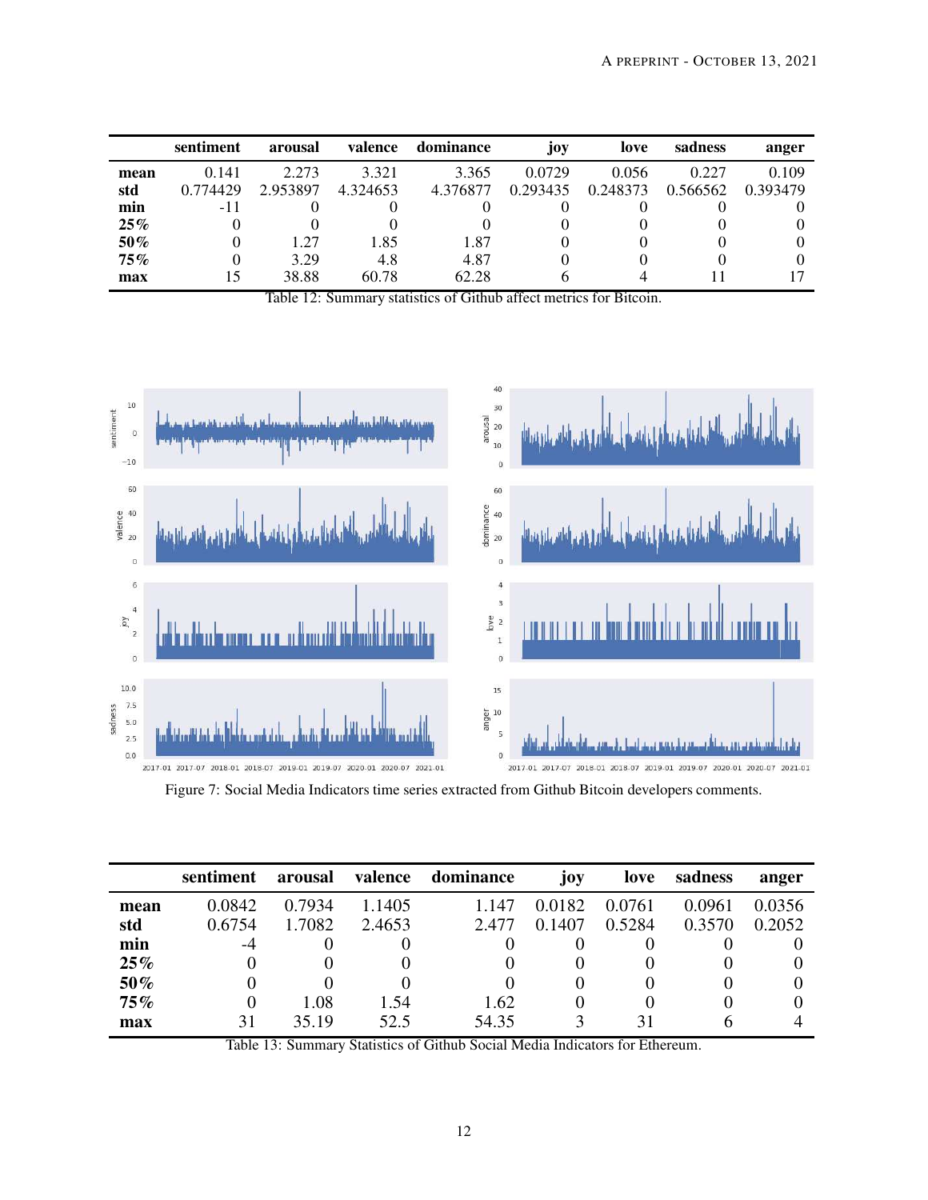| | sentiment | arousal | valence | dominance | joy | love | sadness | anger |
|---|---|---|---|---|---|---|---|---|
| **mean** | 0.141 | 2.273 | 3.321 | 3.365 | 0.0729 | 0.056 | 0.227 | 0.109 |
| **std** | 0.774429 | 2.953897 | 4.324653 | 4.376877 | 0.293435 | 0.248373 | 0.566562 | 0.393479 |
| **min** | -11 | 0 | 0 | 0 | 0 | 0 | 0 | 0 |
| **25%** | 0 | 0 | 0 | 0 | 0 | 0 | 0 | 0 |
| **50%** | 0 | 1.27 | 1.85 | 1.87 | 0 | 0 | 0 | 0 |
| **75%** | 0 | 3.29 | 4.8 | 4.87 | 0 | 0 | 0 | 0 |
| **max** | 15 | 38.88 | 60.78 | 62.28 | 6 | 4 | 11 | 17 |

Table 12: Summary statistics of Github affect metrics for Bitcoin.

Figure 7: Social Media Indicators time series extracted from Github Bitcoin developers comments.

| | sentiment | arousal | valence | dominance | joy | love | sadness | anger |
|---|---|---|---|---|---|---|---|---|
| **mean** | 0.0842 | 0.7934 | 1.1405 | 1.147 | 0.0182 | 0.0761 | 0.0961 | 0.0356 |
| **std** | 0.6754 | 1.7082 | 2.4653 | 2.477 | 0.1407 | 0.5284 | 0.3570 | 0.2052 |
| **min** | -4 | 0 | 0 | 0 | 0 | 0 | 0 | 0 |
| **25%** | 0 | 0 | 0 | 0 | 0 | 0 | 0 | 0 |
| **50%** | 0 | 0 | 0 | 0 | 0 | 0 | 0 | 0 |
| **75%** | 0 | 1.08 | 1.54 | 1.62 | 0 | 0 | 0 | 0 |
| **max** | 31 | 35.19 | 52.5 | 54.35 | 3 | 31 | 6 | 4 |

Table 13: Summary Statistics of Github Social Media Indicators for Ethereum.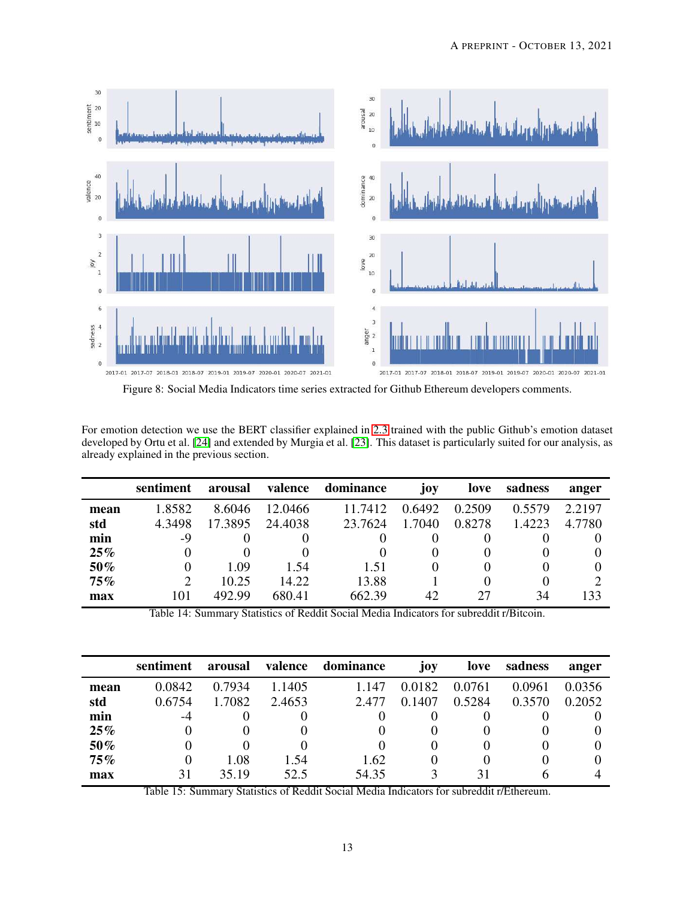Figure 8: Social Media Indicators time series extracted for Github Ethereum developers comments.

For emotion detection we use the BERT classifier explained in 2.3 trained with the public Github's emotion dataset developed by Ortu et al. [24] and extended by Murgia et al. [23]. This dataset is particularly suited for our analysis, as already explained in the previous section.

| | sentiment | arousal | valence | dominance | joy | love | sadness | anger |
|---|---|---|---|---|---|---|---|---|
| **mean** | 1.8582 | 8.6046 | 12.0466 | 11.7412 | 0.6492 | 0.2509 | 0.5579 | 2.2197 |
| **std** | 4.3498 | 17.3895 | 24.4038 | 23.7624 | 1.7040 | 0.8278 | 1.4223 | 4.7780 |
| **min** | -9 | 0 | 0 | 0 | 0 | 0 | 0 | 0 |
| **25%** | 0 | 0 | 0 | 0 | 0 | 0 | 0 | 0 |
| **50%** | 0 | 1.09 | 1.54 | 1.51 | 0 | 0 | 0 | 0 |
| **75%** | 2 | 10.25 | 14.22 | 13.88 | 1 | 0 | 0 | 2 |
| **max** | 101 | 492.99 | 680.41 | 662.39 | 42 | 27 | 34 | 133 |

Table 14: Summary Statistics of Reddit Social Media Indicators for subreddit r/Bitcoin.

| | sentiment | arousal | valence | dominance | joy | love | sadness | anger |
|---|---|---|---|---|---|---|---|---|
| **mean** | 0.0842 | 0.7934 | 1.1405 | 1.147 | 0.0182 | 0.0761 | 0.0961 | 0.0356 |
| **std** | 0.6754 | 1.7082 | 2.4653 | 2.477 | 0.1407 | 0.5284 | 0.3570 | 0.2052 |
| **min** | -4 | 0 | 0 | 0 | 0 | 0 | 0 | 0 |
| **25%** | 0 | 0 | 0 | 0 | 0 | 0 | 0 | 0 |
| **50%** | 0 | 0 | 0 | 0 | 0 | 0 | 0 | 0 |
| **75%** | 0 | 1.08 | 1.54 | 1.62 | 0 | 0 | 0 | 0 |
| **max** | 31 | 35.19 | 52.5 | 54.35 | 3 | 31 | 6 | 4 |

Table 15: Summary Statistics of Reddit Social Media Indicators for subreddit r/Ethereum.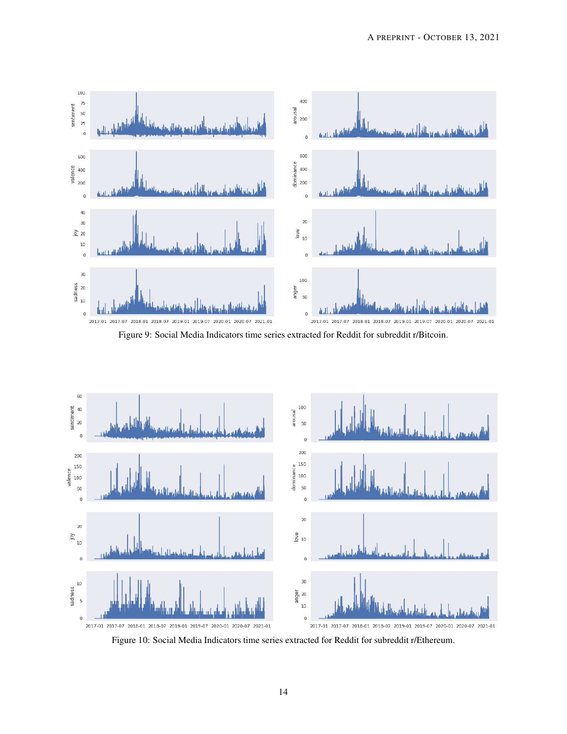Figure 9: Social Media Indicators time series extracted for Reddit for subreddit r/Bitcoin.

Figure 10: Social Media Indicators time series extracted for Reddit for subreddit r/Ethereum.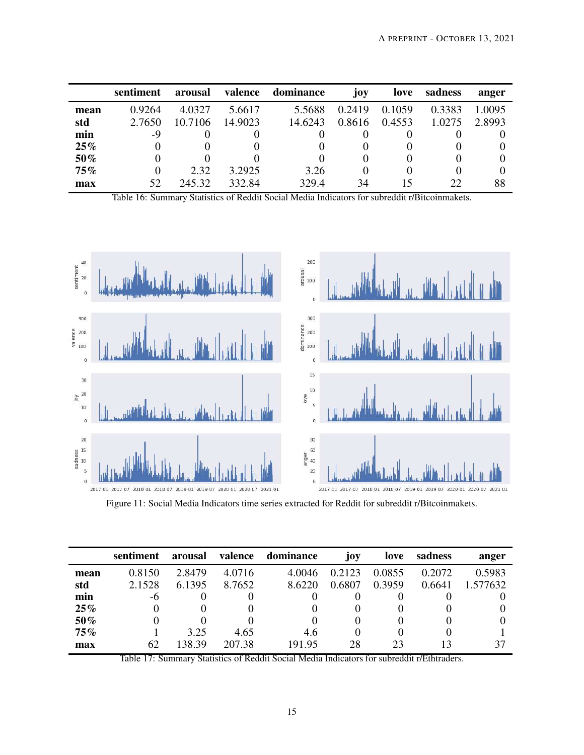| | sentiment | arousal | valence | dominance | joy | love | sadness | anger |
|---|---|---|---|---|---|---|---|---|
| **mean** | 0.9264 | 4.0327 | 5.6617 | 5.5688 | 0.2419 | 0.1059 | 0.3383 | 1.0095 |
| **std** | 2.7650 | 10.7106 | 14.9023 | 14.6243 | 0.8616 | 0.4553 | 1.0275 | 2.8993 |
| **min** | -9 | 0 | 0 | 0 | 0 | 0 | 0 | 0 |
| **25%** | 0 | 0 | 0 | 0 | 0 | 0 | 0 | 0 |
| **50%** | 0 | 0 | 0 | 0 | 0 | 0 | 0 | 0 |
| **75%** | 0 | 2.32 | 3.2925 | 3.26 | 0 | 0 | 0 | 0 |
| **max** | 52 | 245.32 | 332.84 | 329.4 | 34 | 15 | 22 | 88 |

Table 16: Summary Statistics of Reddit Social Media Indicators for subreddit r/Bitcoinmakets.

Figure 11: Social Media Indicators time series extracted for Reddit for subreddit r/Bitcoinmakets.

| | sentiment | arousal | valence | dominance | joy | love | sadness | anger |
|---|---|---|---|---|---|---|---|---|
| **mean** | 0.8150 | 2.8479 | 4.0716 | 4.0046 | 0.2123 | 0.0855 | 0.2072 | 0.5983 |
| **std** | 2.1528 | 6.1395 | 8.7652 | 8.6220 | 0.6807 | 0.3959 | 0.6641 | 1.577632 |
| **min** | -6 | 0 | 0 | 0 | 0 | 0 | 0 | 0 |
| **25%** | 0 | 0 | 0 | 0 | 0 | 0 | 0 | 0 |
| **50%** | 0 | 0 | 0 | 0 | 0 | 0 | 0 | 0 |
| **75%** | 1 | 3.25 | 4.65 | 4.6 | 0 | 0 | 0 | 1 |
| **max** | 62 | 138.39 | 207.38 | 191.95 | 28 | 23 | 13 | 37 |

Table 17: Summary Statistics of Reddit Social Media Indicators for subreddit r/Ethtraders.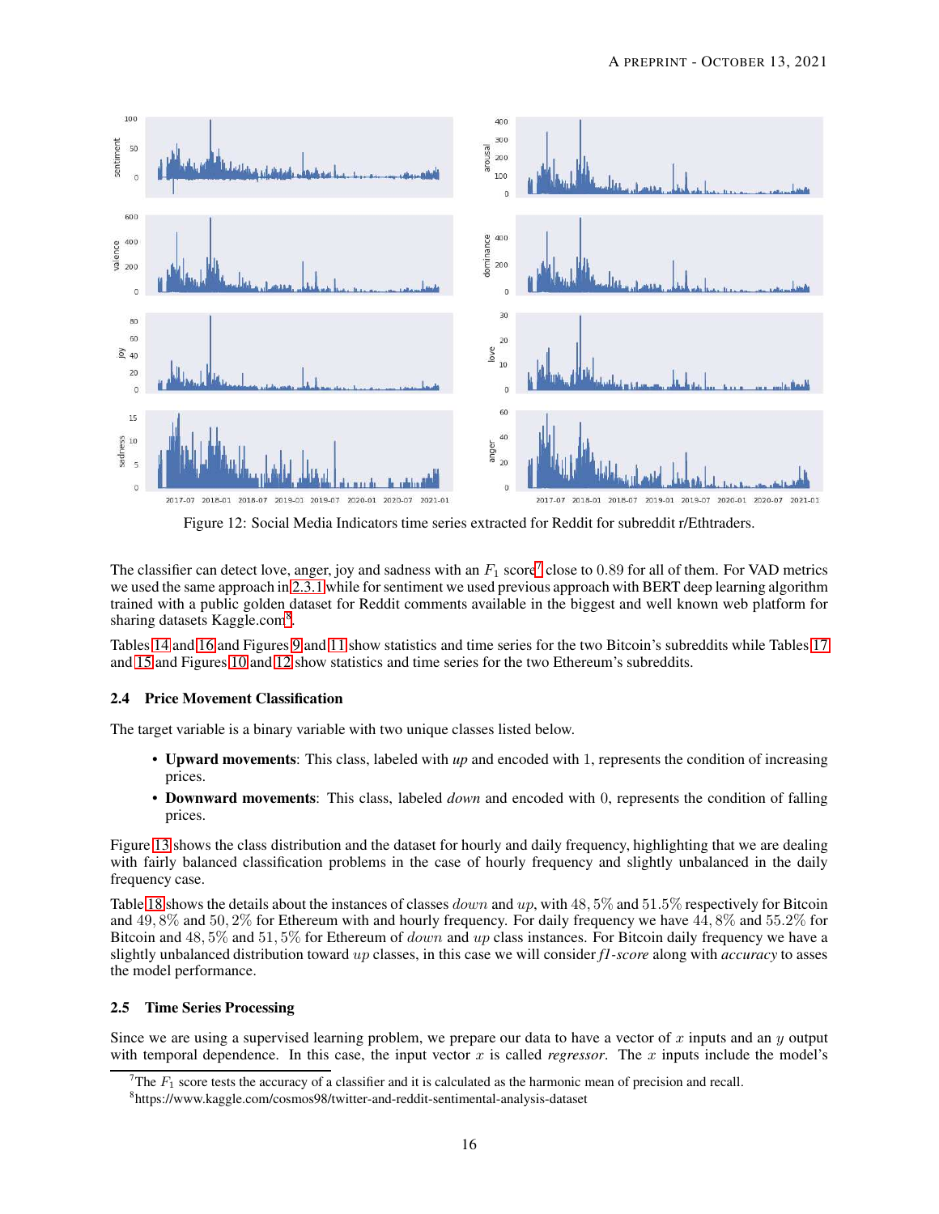Figure 12: Social Media Indicators time series extracted for Reddit for subreddit r/Ethtraders.

The classifier can detect love, anger, joy and sadness with an $F_1$ score[7] close to 0.89 for all of them. For VAD metrics we used the same approach in 2.3.1 while for sentiment we used previous approach with BERT deep learning algorithm trained with a public golden dataset for Reddit comments available in the biggest and well known web platform for sharing datasets Kaggle.com[8].

Tables 14 and 16 and Figures 9 and 11 show statistics and time series for the two Bitcoin's subreddits while Tables 17 and 15 and Figures 10 and 12 show statistics and time series for the two Ethereum's subreddits.

### 2.4 Price Movement Classification

The target variable is a binary variable with two unique classes listed below.

- **Upward movements**: This class, labeled with *up* and encoded with 1, represents the condition of increasing prices.
- **Downward movements**: This class, labeled *down* and encoded with 0, represents the condition of falling prices.

Figure 13 shows the class distribution and the dataset for hourly and daily frequency, highlighting that we are dealing with fairly balanced classification problems in the case of hourly frequency and slightly unbalanced in the daily frequency case.

Table 18 shows the details about the instances of classes $down$ and $up$, with $48,5\%$ and $51.5\%$ respectively for Bitcoin and $49,8\%$ and $50,2\%$ for Ethereum with and hourly frequency. For daily frequency we have $44,8\%$ and $55.2\%$ for Bitcoin and $48,5\%$ and $51,5\%$ for Ethereum of $down$ and $up$ class instances. For Bitcoin daily frequency we have a slightly unbalanced distribution toward $up$ classes, in this case we will consider *f1-score* along with *accuracy* to asses the model performance.

### 2.5 Time Series Processing

Since we are using a supervised learning problem, we prepare our data to have a vector of $x$ inputs and an $y$ output with temporal dependence. In this case, the input vector $x$ is called *regressor*. The $x$ inputs include the model's

[7]The $F_1$ score tests the accuracy of a classifier and it is calculated as the harmonic mean of precision and recall.

[8]https://www.kaggle.com/cosmos98/twitter-and-reddit-sentimental-analysis-dataset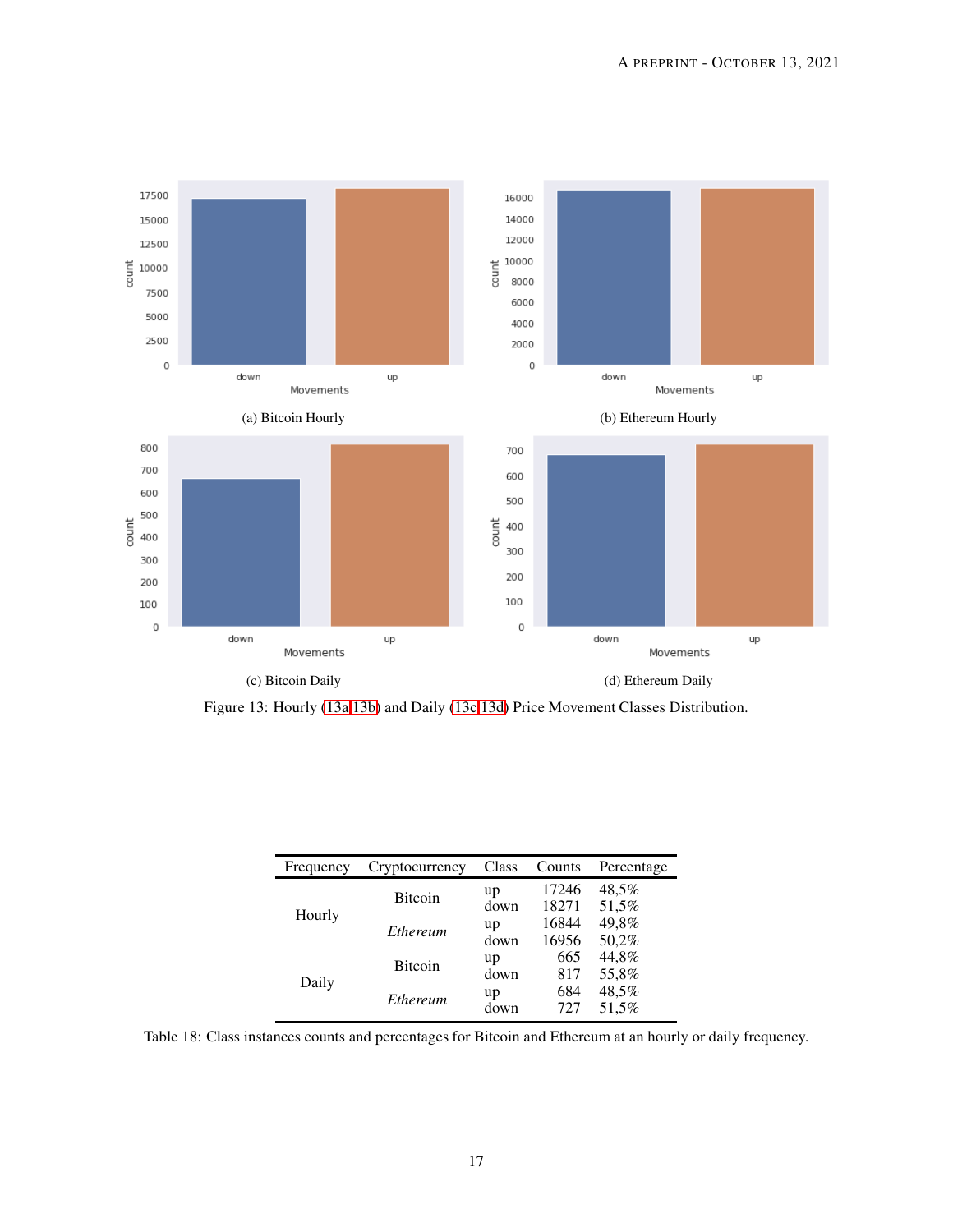(a) Bitcoin Hourly

(b) Ethereum Hourly

(c) Bitcoin Daily

(d) Ethereum Daily

Figure 13: Hourly (13a,13b) and Daily (13c,13d) Price Movement Classes Distribution.

| Frequency | Cryptocurrency | Class | Counts | Percentage |
|---|---|---|---|---|
| Hourly | Bitcoin | up | 17246 | 48,5% |
| | | down | 18271 | 51,5% |
| | *Ethereum* | up | 16844 | 49,8% |
| | | down | 16956 | 50,2% |
| Daily | Bitcoin | up | 665 | 44,8% |
| | | down | 817 | 55,8% |
| | *Ethereum* | up | 684 | 48,5% |
| | | down | 727 | 51,5% |

Table 18: Class instances counts and percentages for Bitcoin and Ethereum at an hourly or daily frequency.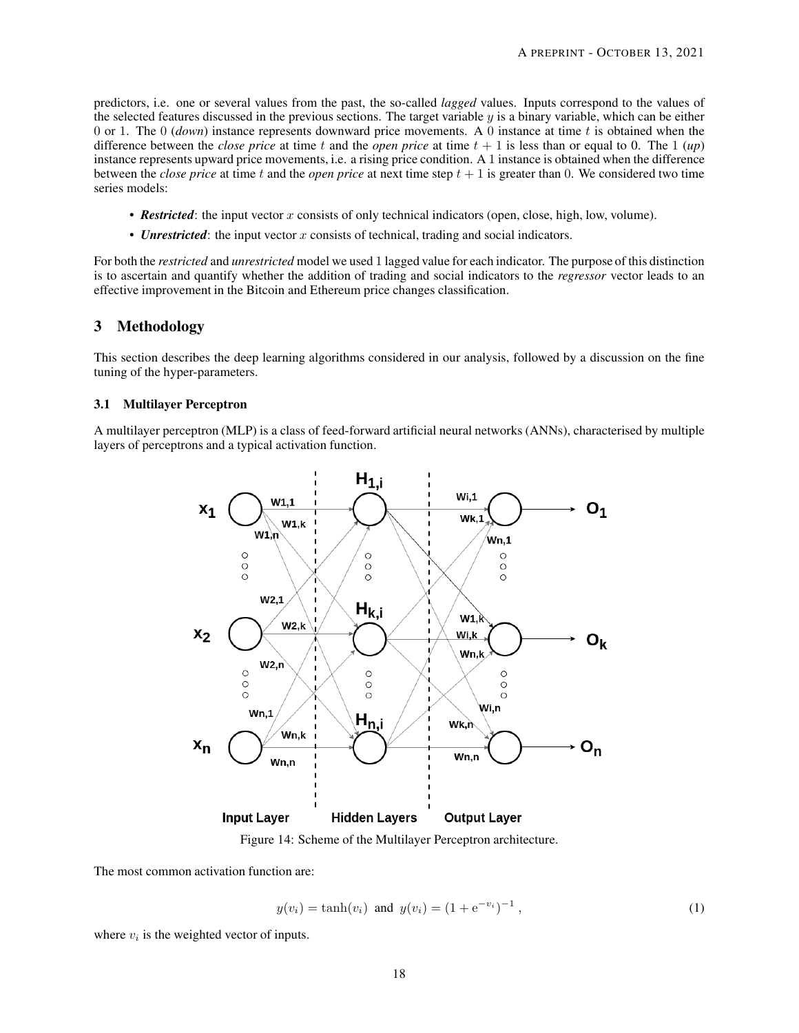predictors, i.e. one or several values from the past, the so-called *lagged* values. Inputs correspond to the values of the selected features discussed in the previous sections. The target variable $y$ is a binary variable, which can be either 0 or 1. The 0 (*down*) instance represents downward price movements. A 0 instance at time $t$ is obtained when the difference between the *close price* at time $t$ and the *open price* at time $t+1$ is less than or equal to 0. The 1 (*up*) instance represents upward price movements, i.e. a rising price condition. A 1 instance is obtained when the difference between the *close price* at time $t$ and the *open price* at next time step $t+1$ is greater than 0. We considered two time series models:

- ***Restricted***: the input vector $x$ consists of only technical indicators (open, close, high, low, volume).
- ***Unrestricted***: the input vector $x$ consists of technical, trading and social indicators.

For both the *restricted* and *unrestricted* model we used 1 lagged value for each indicator. The purpose of this distinction is to ascertain and quantify whether the addition of trading and social indicators to the *regressor* vector leads to an effective improvement in the Bitcoin and Ethereum price changes classification.

## 3 Methodology

This section describes the deep learning algorithms considered in our analysis, followed by a discussion on the fine tuning of the hyper-parameters.

### 3.1 Multilayer Perceptron

A multilayer perceptron (MLP) is a class of feed-forward artificial neural networks (ANNs), characterised by multiple layers of perceptrons and a typical activation function.

Figure 14: Scheme of the Multilayer Perceptron architecture.

The most common activation function are:

$$y(v_i) = \tanh(v_i) \text{ and } y(v_i) = (1 + \mathrm{e}^{-v_i})^{-1}\,, \tag{1}$$

where $v_i$ is the weighted vector of inputs.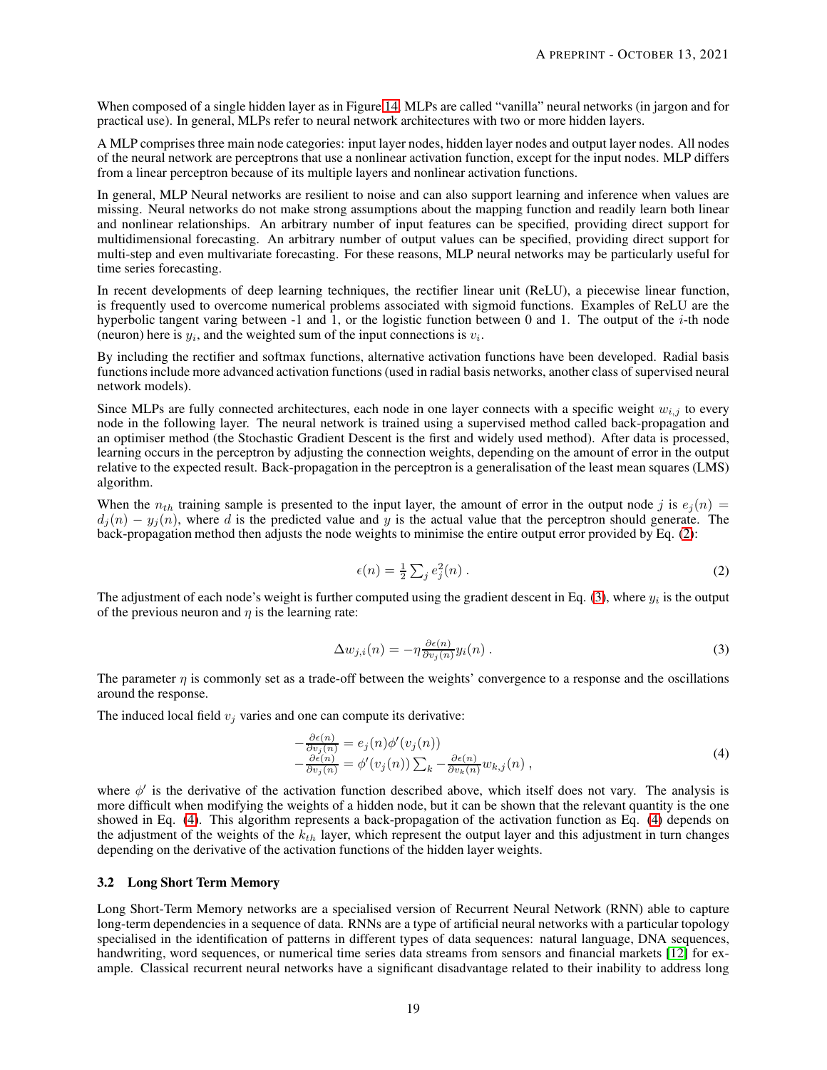When composed of a single hidden layer as in Figure 14, MLPs are called "vanilla" neural networks (in jargon and for practical use). In general, MLPs refer to neural network architectures with two or more hidden layers.

A MLP comprises three main node categories: input layer nodes, hidden layer nodes and output layer nodes. All nodes of the neural network are perceptrons that use a nonlinear activation function, except for the input nodes. MLP differs from a linear perceptron because of its multiple layers and nonlinear activation functions.

In general, MLP Neural networks are resilient to noise and can also support learning and inference when values are missing. Neural networks do not make strong assumptions about the mapping function and readily learn both linear and nonlinear relationships. An arbitrary number of input features can be specified, providing direct support for multidimensional forecasting. An arbitrary number of output values can be specified, providing direct support for multi-step and even multivariate forecasting. For these reasons, MLP neural networks may be particularly useful for time series forecasting.

In recent developments of deep learning techniques, the rectifier linear unit (ReLU), a piecewise linear function, is frequently used to overcome numerical problems associated with sigmoid functions. Examples of ReLU are the hyperbolic tangent varing between -1 and 1, or the logistic function between 0 and 1. The output of the $i$-th node (neuron) here is $y_i$, and the weighted sum of the input connections is $v_i$.

By including the rectifier and softmax functions, alternative activation functions have been developed. Radial basis functions include more advanced activation functions (used in radial basis networks, another class of supervised neural network models).

Since MLPs are fully connected architectures, each node in one layer connects with a specific weight $w_{i,j}$ to every node in the following layer. The neural network is trained using a supervised method called back-propagation and an optimiser method (the Stochastic Gradient Descent is the first and widely used method). After data is processed, learning occurs in the perceptron by adjusting the connection weights, depending on the amount of error in the output relative to the expected result. Back-propagation in the perceptron is a generalisation of the least mean squares (LMS) algorithm.

When the $n_{th}$ training sample is presented to the input layer, the amount of error in the output node $j$ is $e_j(n) = d_j(n) - y_j(n)$, where $d$ is the predicted value and $y$ is the actual value that the perceptron should generate. The back-propagation method then adjusts the node weights to minimise the entire output error provided by Eq. (2):

$$\epsilon(n) = \frac{1}{2}\sum_j e_j^2(n) \; . \tag{2}$$

The adjustment of each node's weight is further computed using the gradient descent in Eq. (3), where $y_i$ is the output of the previous neuron and $\eta$ is the learning rate:

$$\Delta w_{j,i}(n) = -\eta \frac{\partial \epsilon(n)}{\partial v_j(n)} y_i(n) \; . \tag{3}$$

The parameter $\eta$ is commonly set as a trade-off between the weights' convergence to a response and the oscillations around the response.

The induced local field $v_j$ varies and one can compute its derivative:

$$\begin{aligned} -\frac{\partial \epsilon(n)}{\partial v_j(n)} &= e_j(n)\phi'(v_j(n)) \\ -\frac{\partial \epsilon(n)}{\partial v_j(n)} &= \phi'(v_j(n))\sum_k -\frac{\partial \epsilon(n)}{\partial v_k(n)} w_{k,j}(n) \; , \end{aligned} \tag{4}$$

where $\phi'$ is the derivative of the activation function described above, which itself does not vary. The analysis is more difficult when modifying the weights of a hidden node, but it can be shown that the relevant quantity is the one showed in Eq. (4). This algorithm represents a back-propagation of the activation function as Eq. (4) depends on the adjustment of the weights of the $k_{th}$ layer, which represent the output layer and this adjustment in turn changes depending on the derivative of the activation functions of the hidden layer weights.

### 3.2 Long Short Term Memory

Long Short-Term Memory networks are a specialised version of Recurrent Neural Network (RNN) able to capture long-term dependencies in a sequence of data. RNNs are a type of artificial neural networks with a particular topology specialised in the identification of patterns in different types of data sequences: natural language, DNA sequences, handwriting, word sequences, or numerical time series data streams from sensors and financial markets [12] for example. Classical recurrent neural networks have a significant disadvantage related to their inability to address long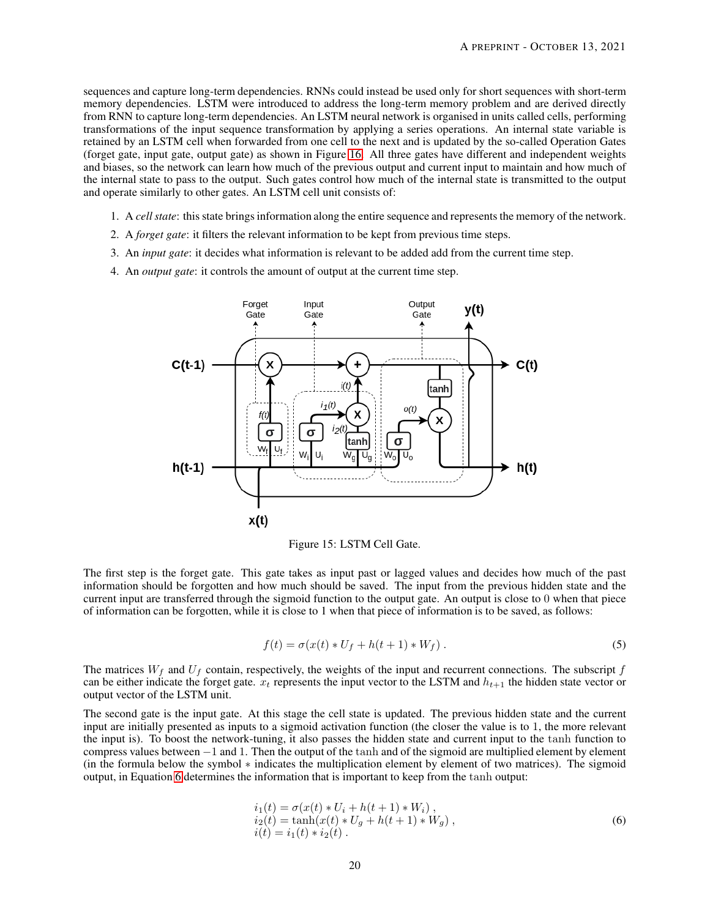sequences and capture long-term dependencies. RNNs could instead be used only for short sequences with short-term memory dependencies. LSTM were introduced to address the long-term memory problem and are derived directly from RNN to capture long-term dependencies. An LSTM neural network is organised in units called cells, performing transformations of the input sequence transformation by applying a series operations. An internal state variable is retained by an LSTM cell when forwarded from one cell to the next and is updated by the so-called Operation Gates (forget gate, input gate, output gate) as shown in Figure 16. All three gates have different and independent weights and biases, so the network can learn how much of the previous output and current input to maintain and how much of the internal state to pass to the output. Such gates control how much of the internal state is transmitted to the output and operate similarly to other gates. An LSTM cell unit consists of:

1. A *cell state*: this state brings information along the entire sequence and represents the memory of the network.
2. A *forget gate*: it filters the relevant information to be kept from previous time steps.
3. An *input gate*: it decides what information is relevant to be added add from the current time step.
4. An *output gate*: it controls the amount of output at the current time step.

Figure 15: LSTM Cell Gate.

The first step is the forget gate. This gate takes as input past or lagged values and decides how much of the past information should be forgotten and how much should be saved. The input from the previous hidden state and the current input are transferred through the sigmoid function to the output gate. An output is close to 0 when that piece of information can be forgotten, while it is close to 1 when that piece of information is to be saved, as follows:

$$f(t) = \sigma(x(t) * U_f + h(t+1) * W_f) \ . \tag{5}$$

The matrices $W_f$ and $U_f$ contain, respectively, the weights of the input and recurrent connections. The subscript $f$ can be either indicate the forget gate. $x_t$ represents the input vector to the LSTM and $h_{t+1}$ the hidden state vector or output vector of the LSTM unit.

The second gate is the input gate. At this stage the cell state is updated. The previous hidden state and the current input are initially presented as inputs to a sigmoid activation function (the closer the value is to 1, the more relevant the input is). To boost the network-tuning, it also passes the hidden state and current input to the $\tanh$ function to compress values between $-1$ and 1. Then the output of the $\tanh$ and of the sigmoid are multiplied element by element (in the formula below the symbol $*$ indicates the multiplication element by element of two matrices). The sigmoid output, in Equation 6 determines the information that is important to keep from the $\tanh$ output:

$$\begin{aligned} i_1(t) &= \sigma(x(t) * U_i + h(t+1) * W_i) \ , \\ i_2(t) &= \tanh(x(t) * U_g + h(t+1) * W_g) \ , \\ i(t) &= i_1(t) * i_2(t) \ . \end{aligned} \tag{6}$$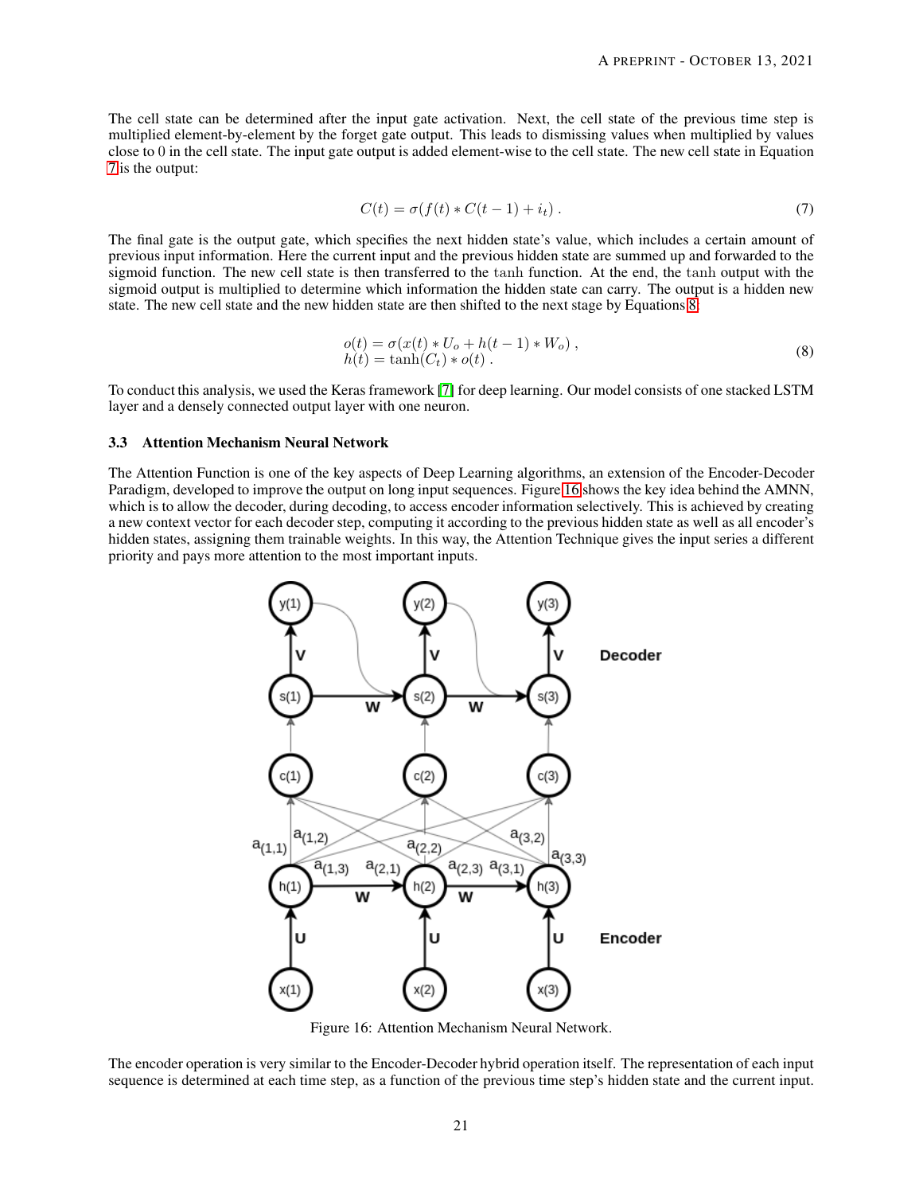The cell state can be determined after the input gate activation. Next, the cell state of the previous time step is multiplied element-by-element by the forget gate output. This leads to dismissing values when multiplied by values close to 0 in the cell state. The input gate output is added element-wise to the cell state. The new cell state in Equation 7 is the output:

$$C(t) = \sigma(f(t) * C(t-1) + i_t) . \tag{7}$$

The final gate is the output gate, which specifies the next hidden state's value, which includes a certain amount of previous input information. Here the current input and the previous hidden state are summed up and forwarded to the sigmoid function. The new cell state is then transferred to the tanh function. At the end, the tanh output with the sigmoid output is multiplied to determine which information the hidden state can carry. The output is a hidden new state. The new cell state and the new hidden state are then shifted to the next stage by Equations 8.

$$\begin{aligned} o(t) &= \sigma(x(t) * U_o + h(t-1) * W_o) , \\ h(t) &= \tanh(C_t) * o(t) . \end{aligned} \tag{8}$$

To conduct this analysis, we used the Keras framework [7] for deep learning. Our model consists of one stacked LSTM layer and a densely connected output layer with one neuron.

### 3.3 Attention Mechanism Neural Network

The Attention Function is one of the key aspects of Deep Learning algorithms, an extension of the Encoder-Decoder Paradigm, developed to improve the output on long input sequences. Figure 16 shows the key idea behind the AMNN, which is to allow the decoder, during decoding, to access encoder information selectively. This is achieved by creating a new context vector for each decoder step, computing it according to the previous hidden state as well as all encoder's hidden states, assigning them trainable weights. In this way, the Attention Technique gives the input series a different priority and pays more attention to the most important inputs.

Figure 16: Attention Mechanism Neural Network.

The encoder operation is very similar to the Encoder-Decoder hybrid operation itself. The representation of each input sequence is determined at each time step, as a function of the previous time step's hidden state and the current input.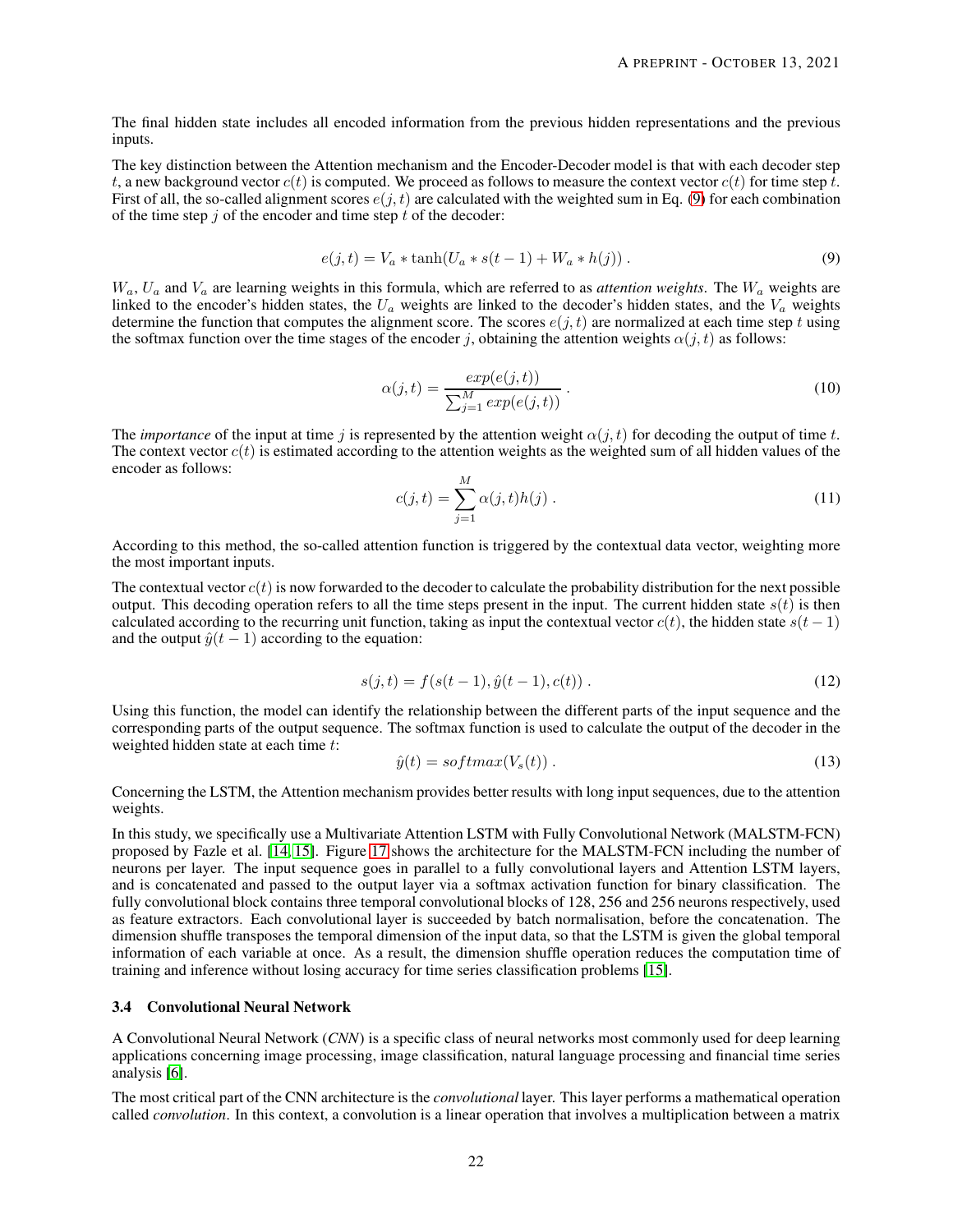The final hidden state includes all encoded information from the previous hidden representations and the previous inputs.

The key distinction between the Attention mechanism and the Encoder-Decoder model is that with each decoder step $t$, a new background vector $c(t)$ is computed. We proceed as follows to measure the context vector $c(t)$ for time step $t$. First of all, the so-called alignment scores $e(j,t)$ are calculated with the weighted sum in Eq. (9) for each combination of the time step $j$ of the encoder and time step $t$ of the decoder:

$$e(j,t) = V_a * \tanh(U_a * s(t-1) + W_a * h(j)) \,. \tag{9}$$

$W_a$, $U_a$ and $V_a$ are learning weights in this formula, which are referred to as *attention weights*. The $W_a$ weights are linked to the encoder's hidden states, the $U_a$ weights are linked to the decoder's hidden states, and the $V_a$ weights determine the function that computes the alignment score. The scores $e(j,t)$ are normalized at each time step $t$ using the softmax function over the time stages of the encoder $j$, obtaining the attention weights $\alpha(j,t)$ as follows:

$$\alpha(j,t) = \frac{exp(e(j,t))}{\sum_{j=1}^{M} exp(e(j,t))} \,. \tag{10}$$

The *importance* of the input at time $j$ is represented by the attention weight $\alpha(j,t)$ for decoding the output of time $t$. The context vector $c(t)$ is estimated according to the attention weights as the weighted sum of all hidden values of the encoder as follows:

$$c(j,t) = \sum_{j=1}^{M} \alpha(j,t) h(j) \,. \tag{11}$$

According to this method, the so-called attention function is triggered by the contextual data vector, weighting more the most important inputs.

The contextual vector $c(t)$ is now forwarded to the decoder to calculate the probability distribution for the next possible output. This decoding operation refers to all the time steps present in the input. The current hidden state $s(t)$ is then calculated according to the recurring unit function, taking as input the contextual vector $c(t)$, the hidden state $s(t-1)$ and the output $\hat{y}(t-1)$ according to the equation:

$$s(j,t) = f(s(t-1), \hat{y}(t-1), c(t)) \,. \tag{12}$$

Using this function, the model can identify the relationship between the different parts of the input sequence and the corresponding parts of the output sequence. The softmax function is used to calculate the output of the decoder in the weighted hidden state at each time $t$:

$$\hat{y}(t) = softmax(V_s(t)) \,. \tag{13}$$

Concerning the LSTM, the Attention mechanism provides better results with long input sequences, due to the attention weights.

In this study, we specifically use a Multivariate Attention LSTM with Fully Convolutional Network (MALSTM-FCN) proposed by Fazle et al. [14, 15]. Figure 17 shows the architecture for the MALSTM-FCN including the number of neurons per layer. The input sequence goes in parallel to a fully convolutional layers and Attention LSTM layers, and is concatenated and passed to the output layer via a softmax activation function for binary classification. The fully convolutional block contains three temporal convolutional blocks of 128, 256 and 256 neurons respectively, used as feature extractors. Each convolutional layer is succeeded by batch normalisation, before the concatenation. The dimension shuffle transposes the temporal dimension of the input data, so that the LSTM is given the global temporal information of each variable at once. As a result, the dimension shuffle operation reduces the computation time of training and inference without losing accuracy for time series classification problems [15].

### 3.4 Convolutional Neural Network

A Convolutional Neural Network (*CNN*) is a specific class of neural networks most commonly used for deep learning applications concerning image processing, image classification, natural language processing and financial time series analysis [6].

The most critical part of the CNN architecture is the *convolutional* layer. This layer performs a mathematical operation called *convolution*. In this context, a convolution is a linear operation that involves a multiplication between a matrix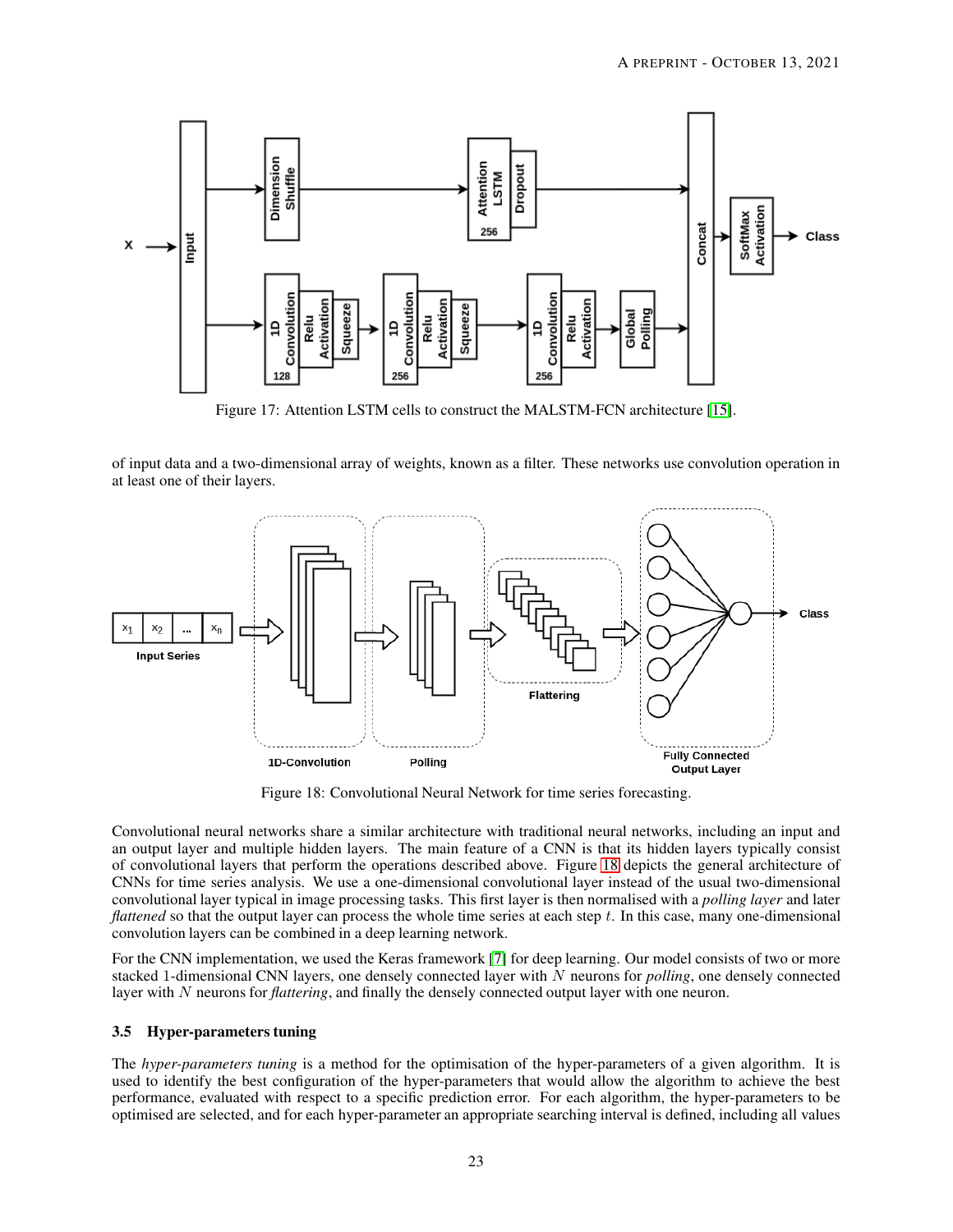Figure 17: Attention LSTM cells to construct the MALSTM-FCN architecture [15].

of input data and a two-dimensional array of weights, known as a filter. These networks use convolution operation in at least one of their layers.

Figure 18: Convolutional Neural Network for time series forecasting.

Convolutional neural networks share a similar architecture with traditional neural networks, including an input and an output layer and multiple hidden layers. The main feature of a CNN is that its hidden layers typically consist of convolutional layers that perform the operations described above. Figure 18 depicts the general architecture of CNNs for time series analysis. We use a one-dimensional convolutional layer instead of the usual two-dimensional convolutional layer typical in image processing tasks. This first layer is then normalised with a *polling layer* and later *flattened* so that the output layer can process the whole time series at each step $t$. In this case, many one-dimensional convolution layers can be combined in a deep learning network.

For the CNN implementation, we used the Keras framework [7] for deep learning. Our model consists of two or more stacked 1-dimensional CNN layers, one densely connected layer with $N$ neurons for *polling*, one densely connected layer with $N$ neurons for *flattering*, and finally the densely connected output layer with one neuron.

### 3.5 Hyper-parameters tuning

The *hyper-parameters tuning* is a method for the optimisation of the hyper-parameters of a given algorithm. It is used to identify the best configuration of the hyper-parameters that would allow the algorithm to achieve the best performance, evaluated with respect to a specific prediction error. For each algorithm, the hyper-parameters to be optimised are selected, and for each hyper-parameter an appropriate searching interval is defined, including all values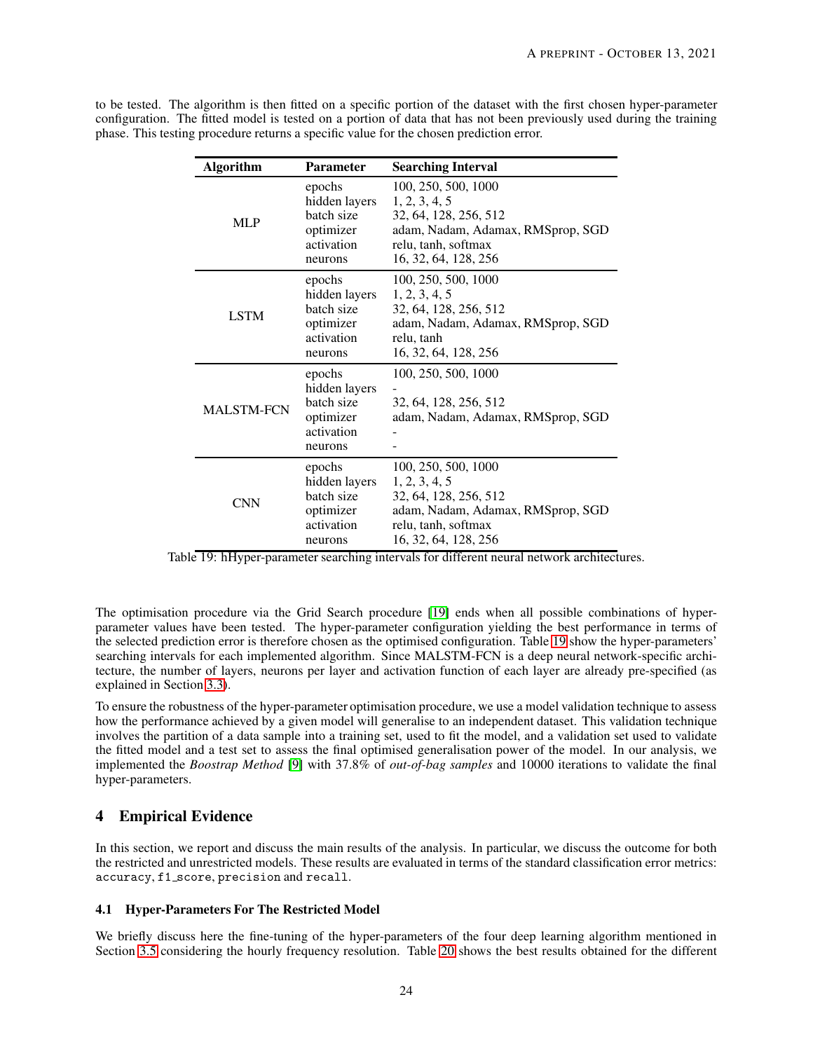to be tested. The algorithm is then fitted on a specific portion of the dataset with the first chosen hyper-parameter configuration. The fitted model is tested on a portion of data that has not been previously used during the training phase. This testing procedure returns a specific value for the chosen prediction error.

| **Algorithm** | **Parameter** | **Searching Interval** |
|---|---|---|
| MLP | epochs | 100, 250, 500, 1000 |
| | hidden layers | 1, 2, 3, 4, 5 |
| | batch size | 32, 64, 128, 256, 512 |
| | optimizer | adam, Nadam, Adamax, RMSprop, SGD |
| | activation | relu, tanh, softmax |
| | neurons | 16, 32, 64, 128, 256 |
| LSTM | epochs | 100, 250, 500, 1000 |
| | hidden layers | 1, 2, 3, 4, 5 |
| | batch size | 32, 64, 128, 256, 512 |
| | optimizer | adam, Nadam, Adamax, RMSprop, SGD |
| | activation | relu, tanh |
| | neurons | 16, 32, 64, 128, 256 |
| MALSTM-FCN | epochs | 100, 250, 500, 1000 |
| | hidden layers | - |
| | batch size | 32, 64, 128, 256, 512 |
| | optimizer | adam, Nadam, Adamax, RMSprop, SGD |
| | activation | - |
| | neurons | - |
| CNN | epochs | 100, 250, 500, 1000 |
| | hidden layers | 1, 2, 3, 4, 5 |
| | batch size | 32, 64, 128, 256, 512 |
| | optimizer | adam, Nadam, Adamax, RMSprop, SGD |
| | activation | relu, tanh, softmax |
| | neurons | 16, 32, 64, 128, 256 |

Table 19: hHyper-parameter searching intervals for different neural network architectures.

The optimisation procedure via the Grid Search procedure [19] ends when all possible combinations of hyper-parameter values have been tested. The hyper-parameter configuration yielding the best performance in terms of the selected prediction error is therefore chosen as the optimised configuration. Table 19 show the hyper-parameters' searching intervals for each implemented algorithm. Since MALSTM-FCN is a deep neural network-specific architecture, the number of layers, neurons per layer and activation function of each layer are already pre-specified (as explained in Section 3.3).

To ensure the robustness of the hyper-parameter optimisation procedure, we use a model validation technique to assess how the performance achieved by a given model will generalise to an independent dataset. This validation technique involves the partition of a data sample into a training set, used to fit the model, and a validation set used to validate the fitted model and a test set to assess the final optimised generalisation power of the model. In our analysis, we implemented the *Boostrap Method* [9] with 37.8% of *out-of-bag samples* and 10000 iterations to validate the final hyper-parameters.

## 4 Empirical Evidence

In this section, we report and discuss the main results of the analysis. In particular, we discuss the outcome for both the restricted and unrestricted models. These results are evaluated in terms of the standard classification error metrics: `accuracy`, `f1_score`, `precision` and `recall`.

### 4.1 Hyper-Parameters For The Restricted Model

We briefly discuss here the fine-tuning of the hyper-parameters of the four deep learning algorithm mentioned in Section 3.5 considering the hourly frequency resolution. Table 20 shows the best results obtained for the different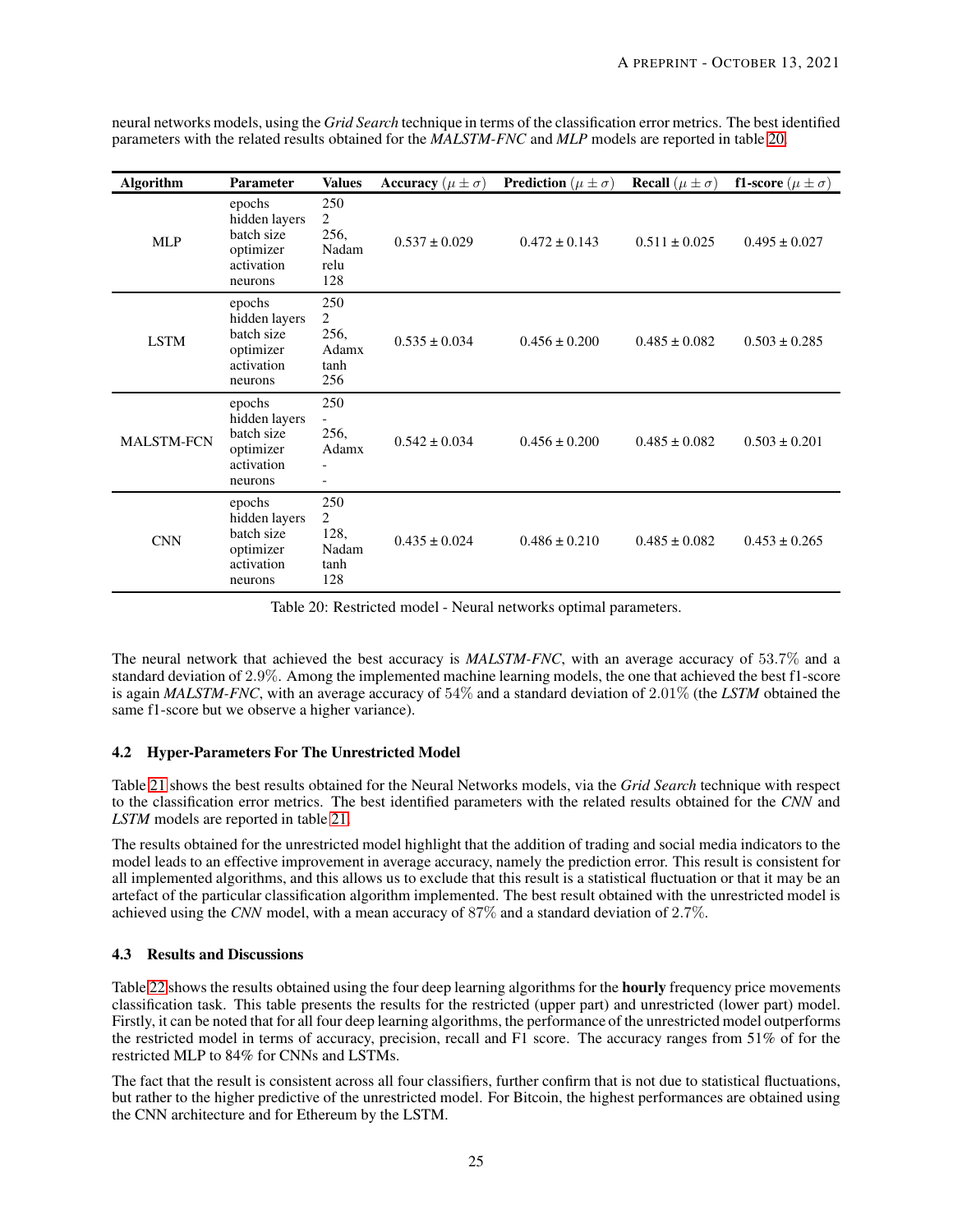neural networks models, using the *Grid Search* technique in terms of the classification error metrics. The best identified parameters with the related results obtained for the *MALSTM-FNC* and *MLP* models are reported in table 20.

| Algorithm | Parameter | Values | Accuracy $(\mu \pm \sigma)$ | Prediction $(\mu \pm \sigma)$ | Recall $(\mu \pm \sigma)$ | f1-score $(\mu \pm \sigma)$ |
|---|---|---|---|---|---|---|
| MLP | epochs<br>hidden layers<br>batch size<br>optimizer<br>activation<br>neurons | 250<br>2<br>256,<br>Nadam<br>relu<br>128 | 0.537 ± 0.029 | 0.472 ± 0.143 | 0.511 ± 0.025 | 0.495 ± 0.027 |
| LSTM | epochs<br>hidden layers<br>batch size<br>optimizer<br>activation<br>neurons | 250<br>2<br>256,<br>Adamx<br>tanh<br>256 | 0.535 ± 0.034 | 0.456 ± 0.200 | 0.485 ± 0.082 | 0.503 ± 0.285 |
| MALSTM-FCN | epochs<br>hidden layers<br>batch size<br>optimizer<br>activation<br>neurons | 250<br>-<br>256,<br>Adamx<br>-<br>- | 0.542 ± 0.034 | 0.456 ± 0.200 | 0.485 ± 0.082 | 0.503 ± 0.201 |
| CNN | epochs<br>hidden layers<br>batch size<br>optimizer<br>activation<br>neurons | 250<br>2<br>128,<br>Nadam<br>tanh<br>128 | 0.435 ± 0.024 | 0.486 ± 0.210 | 0.485 ± 0.082 | 0.453 ± 0.265 |

Table 20: Restricted model - Neural networks optimal parameters.

The neural network that achieved the best accuracy is *MALSTM-FNC*, with an average accuracy of 53.7% and a standard deviation of 2.9%. Among the implemented machine learning models, the one that achieved the best f1-score is again *MALSTM-FNC*, with an average accuracy of 54% and a standard deviation of 2.01% (the *LSTM* obtained the same f1-score but we observe a higher variance).

### 4.2 Hyper-Parameters For The Unrestricted Model

Table 21 shows the best results obtained for the Neural Networks models, via the *Grid Search* technique with respect to the classification error metrics. The best identified parameters with the related results obtained for the *CNN* and *LSTM* models are reported in table 21.

The results obtained for the unrestricted model highlight that the addition of trading and social media indicators to the model leads to an effective improvement in average accuracy, namely the prediction error. This result is consistent for all implemented algorithms, and this allows us to exclude that this result is a statistical fluctuation or that it may be an artefact of the particular classification algorithm implemented. The best result obtained with the unrestricted model is achieved using the *CNN* model, with a mean accuracy of 87% and a standard deviation of 2.7%.

### 4.3 Results and Discussions

Table 22 shows the results obtained using the four deep learning algorithms for the **hourly** frequency price movements classification task. This table presents the results for the restricted (upper part) and unrestricted (lower part) model. Firstly, it can be noted that for all four deep learning algorithms, the performance of the unrestricted model outperforms the restricted model in terms of accuracy, precision, recall and F1 score. The accuracy ranges from 51% of for the restricted MLP to 84% for CNNs and LSTMs.

The fact that the result is consistent across all four classifiers, further confirm that is not due to statistical fluctuations, but rather to the higher predictive of the unrestricted model. For Bitcoin, the highest performances are obtained using the CNN architecture and for Ethereum by the LSTM.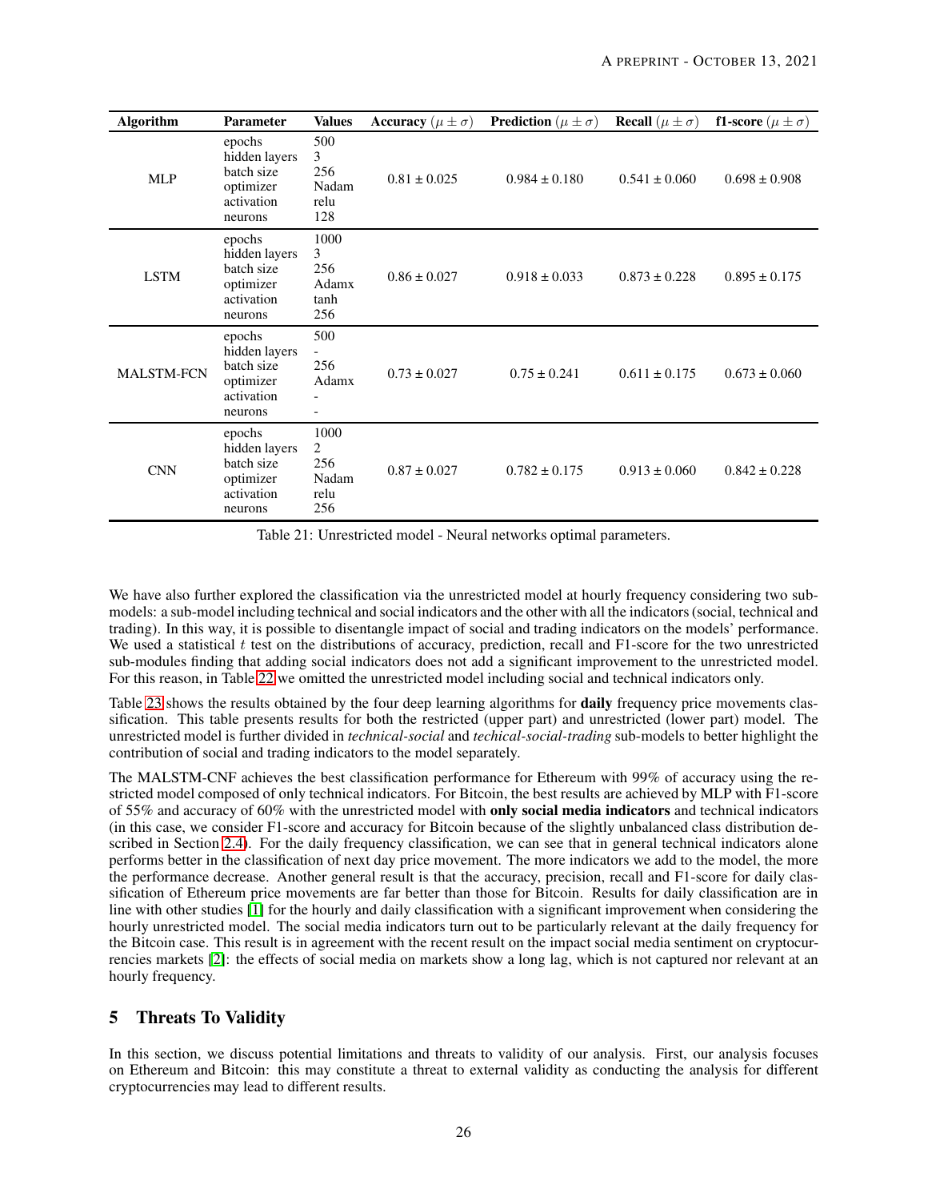| Algorithm | Parameter | Values | Accuracy ($\mu \pm \sigma$) | Prediction ($\mu \pm \sigma$) | Recall ($\mu \pm \sigma$) | f1-score ($\mu \pm \sigma$) |
|---|---|---|---|---|---|---|
| MLP | epochs<br>hidden layers<br>batch size<br>optimizer<br>activation<br>neurons | 500<br>3<br>256<br>Nadam<br>relu<br>128 | 0.81 ± 0.025 | 0.984 ± 0.180 | 0.541 ± 0.060 | 0.698 ± 0.908 |
| LSTM | epochs<br>hidden layers<br>batch size<br>optimizer<br>activation<br>neurons | 1000<br>3<br>256<br>Adamx<br>tanh<br>256 | 0.86 ± 0.027 | 0.918 ± 0.033 | 0.873 ± 0.228 | 0.895 ± 0.175 |
| MALSTM-FCN | epochs<br>hidden layers<br>batch size<br>optimizer<br>activation<br>neurons | 500<br>-<br>256<br>Adamx<br>-<br>- | 0.73 ± 0.027 | 0.75 ± 0.241 | 0.611 ± 0.175 | 0.673 ± 0.060 |
| CNN | epochs<br>hidden layers<br>batch size<br>optimizer<br>activation<br>neurons | 1000<br>2<br>256<br>Nadam<br>relu<br>256 | 0.87 ± 0.027 | 0.782 ± 0.175 | 0.913 ± 0.060 | 0.842 ± 0.228 |

Table 21: Unrestricted model - Neural networks optimal parameters.

We have also further explored the classification via the unrestricted model at hourly frequency considering two sub-models: a sub-model including technical and social indicators and the other with all the indicators (social, technical and trading). In this way, it is possible to disentangle impact of social and trading indicators on the models' performance. We used a statistical $t$ test on the distributions of accuracy, prediction, recall and F1-score for the two unrestricted sub-modules finding that adding social indicators does not add a significant improvement to the unrestricted model. For this reason, in Table 22 we omitted the unrestricted model including social and technical indicators only.

Table 23 shows the results obtained by the four deep learning algorithms for **daily** frequency price movements classification. This table presents results for both the restricted (upper part) and unrestricted (lower part) model. The unrestricted model is further divided in *technical-social* and *techical-social-trading* sub-models to better highlight the contribution of social and trading indicators to the model separately.

The MALSTM-CNF achieves the best classification performance for Ethereum with 99% of accuracy using the restricted model composed of only technical indicators. For Bitcoin, the best results are achieved by MLP with F1-score of 55% and accuracy of 60% with the unrestricted model with **only social media indicators** and technical indicators (in this case, we consider F1-score and accuracy for Bitcoin because of the slightly unbalanced class distribution described in Section 2.4). For the daily frequency classification, we can see that in general technical indicators alone performs better in the classification of next day price movement. The more indicators we add to the model, the more the performance decrease. Another general result is that the accuracy, precision, recall and F1-score for daily classification of Ethereum price movements are far better than those for Bitcoin. Results for daily classification are in line with other studies [1] for the hourly and daily classification with a significant improvement when considering the hourly unrestricted model. The social media indicators turn out to be particularly relevant at the daily frequency for the Bitcoin case. This result is in agreement with the recent result on the impact social media sentiment on cryptocurrencies markets [2]: the effects of social media on markets show a long lag, which is not captured nor relevant at an hourly frequency.

## 5 Threats To Validity

In this section, we discuss potential limitations and threats to validity of our analysis. First, our analysis focuses on Ethereum and Bitcoin: this may constitute a threat to external validity as conducting the analysis for different cryptocurrencies may lead to different results.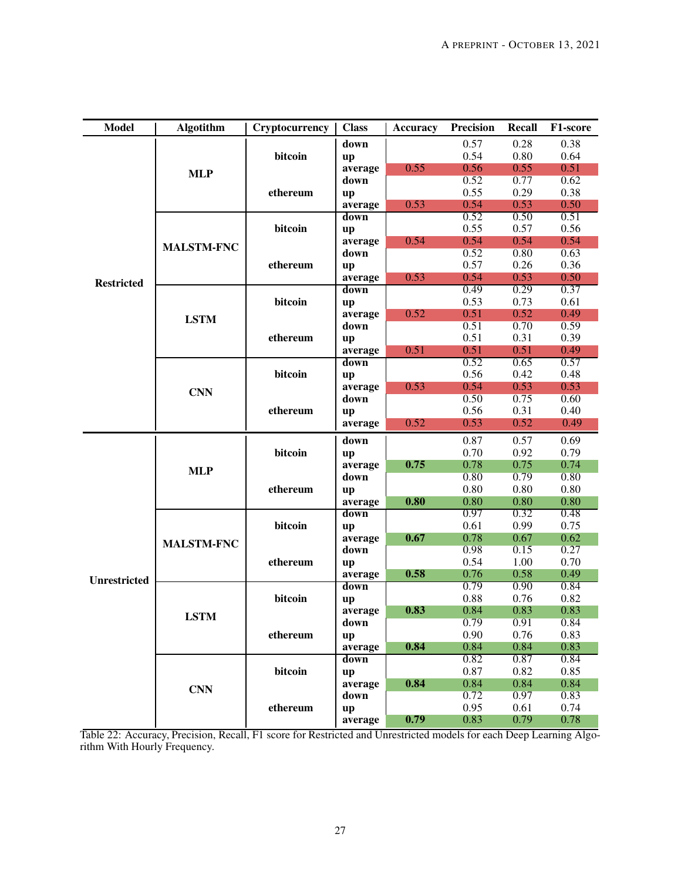| Model | Algotithm | Cryptocurrency | Class | Accuracy | Precision | Recall | F1-score |
|---|---|---|---|---|---|---|---|
| Restricted | MLP | bitcoin | down | | 0.57 | 0.28 | 0.38 |
| | | | up | | 0.54 | 0.80 | 0.64 |
| | | | average | 0.55 | 0.56 | 0.55 | 0.51 |
| | | ethereum | down | | 0.52 | 0.77 | 0.62 |
| | | | up | | 0.55 | 0.29 | 0.38 |
| | | | average | 0.53 | 0.54 | 0.53 | 0.50 |
| | MALSTM-FNC | bitcoin | down | | 0.52 | 0.50 | 0.51 |
| | | | up | | 0.55 | 0.57 | 0.56 |
| | | | average | 0.54 | 0.54 | 0.54 | 0.54 |
| | | ethereum | down | | 0.52 | 0.80 | 0.63 |
| | | | up | | 0.57 | 0.26 | 0.36 |
| | | | average | 0.53 | 0.54 | 0.53 | 0.50 |
| | LSTM | bitcoin | down | | 0.49 | 0.29 | 0.37 |
| | | | up | | 0.53 | 0.73 | 0.61 |
| | | | average | 0.52 | 0.51 | 0.52 | 0.49 |
| | | ethereum | down | | 0.51 | 0.70 | 0.59 |
| | | | up | | 0.51 | 0.31 | 0.39 |
| | | | average | 0.51 | 0.51 | 0.51 | 0.49 |
| | CNN | bitcoin | down | | 0.52 | 0.65 | 0.57 |
| | | | up | | 0.56 | 0.42 | 0.48 |
| | | | average | 0.53 | 0.54 | 0.53 | 0.53 |
| | | ethereum | down | | 0.50 | 0.75 | 0.60 |
| | | | up | | 0.56 | 0.31 | 0.40 |
| | | | average | 0.52 | 0.53 | 0.52 | 0.49 |
| Unrestricted | MLP | bitcoin | down | | 0.87 | 0.57 | 0.69 |
| | | | up | | 0.70 | 0.92 | 0.79 |
| | | | average | **0.75** | 0.78 | 0.75 | 0.74 |
| | | ethereum | down | | 0.80 | 0.79 | 0.80 |
| | | | up | | 0.80 | 0.80 | 0.80 |
| | | | average | **0.80** | 0.80 | 0.80 | 0.80 |
| | MALSTM-FNC | bitcoin | down | | 0.97 | 0.32 | 0.48 |
| | | | up | | 0.61 | 0.99 | 0.75 |
| | | | average | **0.67** | 0.78 | 0.67 | 0.62 |
| | | ethereum | down | | 0.98 | 0.15 | 0.27 |
| | | | up | | 0.54 | 1.00 | 0.70 |
| | | | average | **0.58** | 0.76 | 0.58 | 0.49 |
| | LSTM | bitcoin | down | | 0.79 | 0.90 | 0.84 |
| | | | up | | 0.88 | 0.76 | 0.82 |
| | | | average | **0.83** | 0.84 | 0.83 | 0.83 |
| | | ethereum | down | | 0.79 | 0.91 | 0.84 |
| | | | up | | 0.90 | 0.76 | 0.83 |
| | | | average | **0.84** | 0.84 | 0.84 | 0.83 |
| | CNN | bitcoin | down | | 0.82 | 0.87 | 0.84 |
| | | | up | | 0.87 | 0.82 | 0.85 |
| | | | average | **0.84** | 0.84 | 0.84 | 0.84 |
| | | ethereum | down | | 0.72 | 0.97 | 0.83 |
| | | | up | | 0.95 | 0.61 | 0.74 |
| | | | average | **0.79** | 0.83 | 0.79 | 0.78 |

Table 22: Accuracy, Precision, Recall, F1 score for Restricted and Unrestricted models for each Deep Learning Algorithm With Hourly Frequency.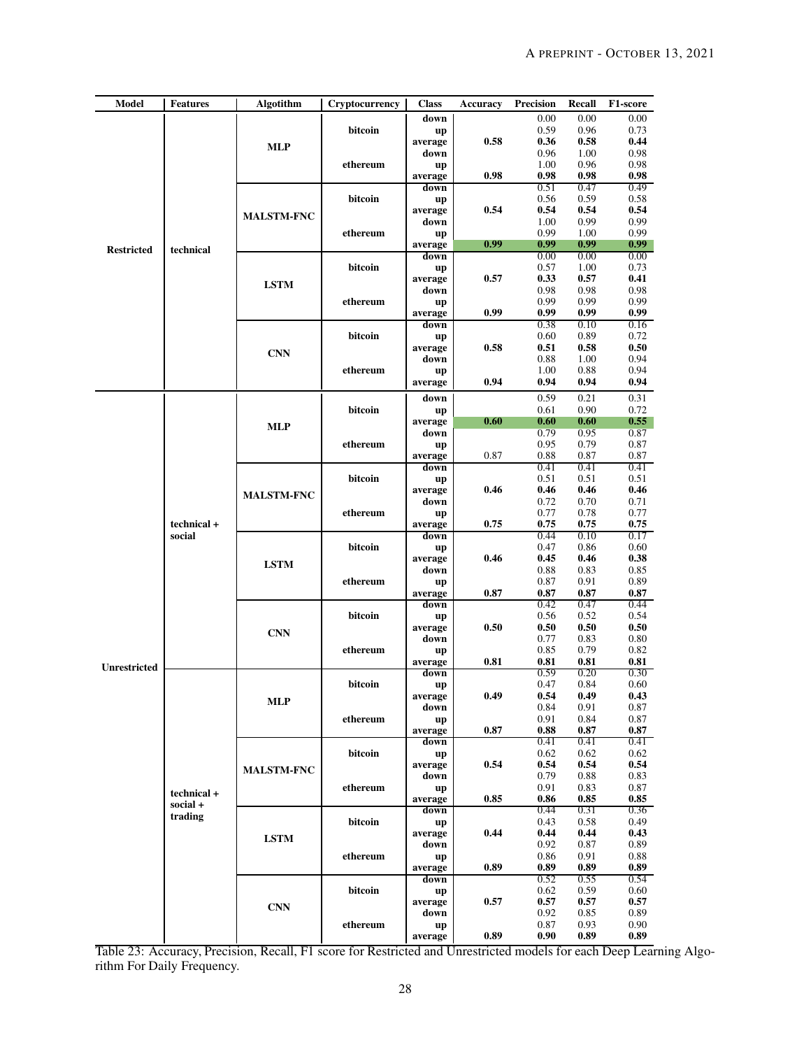| Model | Features | Algotithm | Cryptocurrency | Class | Accuracy | Precision | Recall | F1-score |
|---|---|---|---|---|---|---|---|---|
| Restricted | technical | MLP | bitcoin | down | | 0.00 | 0.00 | 0.00 |
| | | | | up | | 0.59 | 0.96 | 0.73 |
| | | | | average | **0.58** | **0.36** | **0.58** | **0.44** |
| | | | ethereum | down | | 0.96 | 1.00 | 0.98 |
| | | | | up | | 1.00 | 0.96 | 0.98 |
| | | | | average | **0.98** | **0.98** | **0.98** | **0.98** |
| | | MALSTM-FNC | bitcoin | down | | 0.51 | 0.47 | 0.49 |
| | | | | up | | 0.56 | 0.59 | 0.58 |
| | | | | average | **0.54** | **0.54** | **0.54** | **0.54** |
| | | | ethereum | down | | 1.00 | 0.99 | 0.99 |
| | | | | up | | 0.99 | 1.00 | 0.99 |
| | | | | average | **0.99** | **0.99** | **0.99** | **0.99** |
| | | LSTM | bitcoin | down | | 0.00 | 0.00 | 0.00 |
| | | | | up | | 0.57 | 1.00 | 0.73 |
| | | | | average | **0.57** | **0.33** | **0.57** | **0.41** |
| | | | ethereum | down | | 0.98 | 0.98 | 0.98 |
| | | | | up | | 0.99 | 0.99 | 0.99 |
| | | | | average | **0.99** | **0.99** | **0.99** | **0.99** |
| | | CNN | bitcoin | down | | 0.38 | 0.10 | 0.16 |
| | | | | up | | 0.60 | 0.89 | 0.72 |
| | | | | average | **0.58** | **0.51** | **0.58** | **0.50** |
| | | | ethereum | down | | 0.88 | 1.00 | 0.94 |
| | | | | up | | 1.00 | 0.88 | 0.94 |
| | | | | average | **0.94** | **0.94** | **0.94** | **0.94** |
| Unrestricted | technical + social | MLP | bitcoin | down | | 0.59 | 0.21 | 0.31 |
| | | | | up | | 0.61 | 0.90 | 0.72 |
| | | | | average | **0.60** | **0.60** | **0.60** | **0.55** |
| | | | ethereum | down | | 0.79 | 0.95 | 0.87 |
| | | | | up | | 0.95 | 0.79 | 0.87 |
| | | | | average | 0.87 | 0.88 | 0.87 | 0.87 |
| | | MALSTM-FNC | bitcoin | down | | 0.41 | 0.41 | 0.41 |
| | | | | up | | 0.51 | 0.51 | 0.51 |
| | | | | average | **0.46** | **0.46** | **0.46** | **0.46** |
| | | | ethereum | down | | 0.72 | 0.70 | 0.71 |
| | | | | up | | 0.77 | 0.78 | 0.77 |
| | | | | average | **0.75** | **0.75** | **0.75** | **0.75** |
| | | LSTM | bitcoin | down | | 0.44 | 0.10 | 0.17 |
| | | | | up | | 0.47 | 0.86 | 0.60 |
| | | | | average | **0.46** | **0.45** | **0.46** | **0.38** |
| | | | ethereum | down | | 0.88 | 0.83 | 0.85 |
| | | | | up | | 0.87 | 0.91 | 0.89 |
| | | | | average | **0.87** | **0.87** | **0.87** | **0.87** |
| | | CNN | bitcoin | down | | 0.42 | 0.47 | 0.44 |
| | | | | up | | 0.56 | 0.52 | 0.54 |
| | | | | average | **0.50** | **0.50** | **0.50** | **0.50** |
| | | | ethereum | down | | 0.77 | 0.83 | 0.80 |
| | | | | up | | 0.85 | 0.79 | 0.82 |
| | | | | average | **0.81** | **0.81** | **0.81** | **0.81** |
| | technical + social + trading | MLP | bitcoin | down | | 0.59 | 0.20 | 0.30 |
| | | | | up | | 0.47 | 0.84 | 0.60 |
| | | | | average | **0.49** | **0.54** | **0.49** | **0.43** |
| | | | ethereum | down | | 0.84 | 0.91 | 0.87 |
| | | | | up | | 0.91 | 0.84 | 0.87 |
| | | | | average | **0.87** | **0.88** | **0.87** | **0.87** |
| | | MALSTM-FNC | bitcoin | down | | 0.41 | 0.41 | 0.41 |
| | | | | up | | 0.62 | 0.62 | 0.62 |
| | | | | average | **0.54** | **0.54** | **0.54** | **0.54** |
| | | | ethereum | down | | 0.79 | 0.88 | 0.83 |
| | | | | up | | 0.91 | 0.83 | 0.87 |
| | | | | average | **0.85** | **0.86** | **0.85** | **0.85** |
| | | LSTM | bitcoin | down | | 0.44 | 0.31 | 0.36 |
| | | | | up | | 0.43 | 0.58 | 0.49 |
| | | | | average | **0.44** | **0.44** | **0.44** | **0.43** |
| | | | ethereum | down | | 0.92 | 0.87 | 0.89 |
| | | | | up | | 0.86 | 0.91 | 0.88 |
| | | | | average | **0.89** | **0.89** | **0.89** | **0.89** |
| | | CNN | bitcoin | down | | 0.52 | 0.55 | 0.54 |
| | | | | up | | 0.62 | 0.59 | 0.60 |
| | | | | average | **0.57** | **0.57** | **0.57** | **0.57** |
| | | | ethereum | down | | 0.92 | 0.85 | 0.89 |
| | | | | up | | 0.87 | 0.93 | 0.90 |
| | | | | average | **0.89** | **0.90** | **0.89** | **0.89** |

Table 23: Accuracy, Precision, Recall, F1 score for Restricted and Unrestricted models for each Deep Learning Algorithm For Daily Frequency.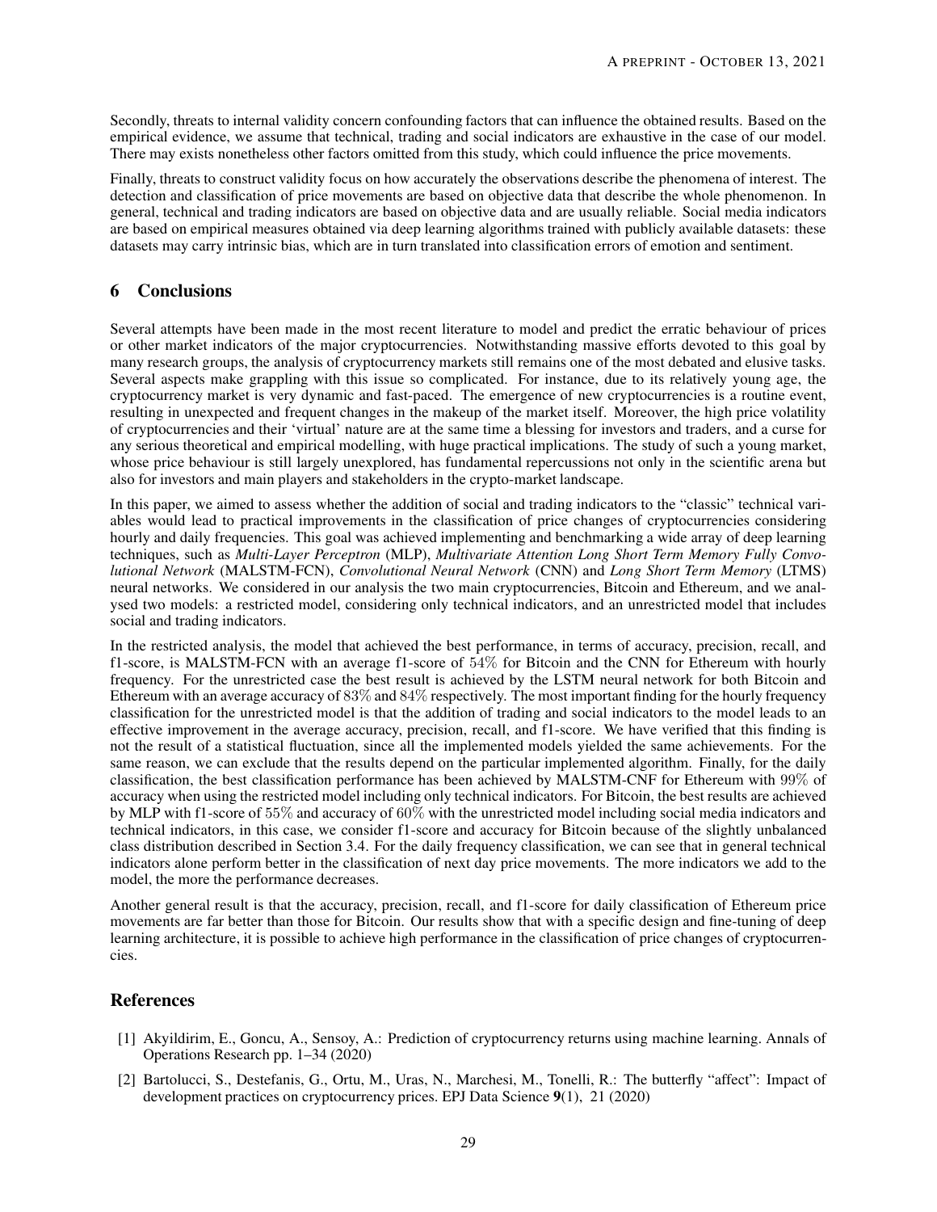Secondly, threats to internal validity concern confounding factors that can influence the obtained results. Based on the empirical evidence, we assume that technical, trading and social indicators are exhaustive in the case of our model. There may exists nonetheless other factors omitted from this study, which could influence the price movements.

Finally, threats to construct validity focus on how accurately the observations describe the phenomena of interest. The detection and classification of price movements are based on objective data that describe the whole phenomenon. In general, technical and trading indicators are based on objective data and are usually reliable. Social media indicators are based on empirical measures obtained via deep learning algorithms trained with publicly available datasets: these datasets may carry intrinsic bias, which are in turn translated into classification errors of emotion and sentiment.

## 6 Conclusions

Several attempts have been made in the most recent literature to model and predict the erratic behaviour of prices or other market indicators of the major cryptocurrencies. Notwithstanding massive efforts devoted to this goal by many research groups, the analysis of cryptocurrency markets still remains one of the most debated and elusive tasks. Several aspects make grappling with this issue so complicated. For instance, due to its relatively young age, the cryptocurrency market is very dynamic and fast-paced. The emergence of new cryptocurrencies is a routine event, resulting in unexpected and frequent changes in the makeup of the market itself. Moreover, the high price volatility of cryptocurrencies and their 'virtual' nature are at the same time a blessing for investors and traders, and a curse for any serious theoretical and empirical modelling, with huge practical implications. The study of such a young market, whose price behaviour is still largely unexplored, has fundamental repercussions not only in the scientific arena but also for investors and main players and stakeholders in the crypto-market landscape.

In this paper, we aimed to assess whether the addition of social and trading indicators to the "classic" technical variables would lead to practical improvements in the classification of price changes of cryptocurrencies considering hourly and daily frequencies. This goal was achieved implementing and benchmarking a wide array of deep learning techniques, such as *Multi-Layer Perceptron* (MLP), *Multivariate Attention Long Short Term Memory Fully Convolutional Network* (MALSTM-FCN), *Convolutional Neural Network* (CNN) and *Long Short Term Memory* (LTMS) neural networks. We considered in our analysis the two main cryptocurrencies, Bitcoin and Ethereum, and we analysed two models: a restricted model, considering only technical indicators, and an unrestricted model that includes social and trading indicators.

In the restricted analysis, the model that achieved the best performance, in terms of accuracy, precision, recall, and f1-score, is MALSTM-FCN with an average f1-score of $54\%$ for Bitcoin and the CNN for Ethereum with hourly frequency. For the unrestricted case the best result is achieved by the LSTM neural network for both Bitcoin and Ethereum with an average accuracy of $83\%$ and $84\%$ respectively. The most important finding for the hourly frequency classification for the unrestricted model is that the addition of trading and social indicators to the model leads to an effective improvement in the average accuracy, precision, recall, and f1-score. We have verified that this finding is not the result of a statistical fluctuation, since all the implemented models yielded the same achievements. For the same reason, we can exclude that the results depend on the particular implemented algorithm. Finally, for the daily classification, the best classification performance has been achieved by MALSTM-CNF for Ethereum with $99\%$ of accuracy when using the restricted model including only technical indicators. For Bitcoin, the best results are achieved by MLP with f1-score of $55\%$ and accuracy of $60\%$ with the unrestricted model including social media indicators and technical indicators, in this case, we consider f1-score and accuracy for Bitcoin because of the slightly unbalanced class distribution described in Section 3.4. For the daily frequency classification, we can see that in general technical indicators alone perform better in the classification of next day price movements. The more indicators we add to the model, the more the performance decreases.

Another general result is that the accuracy, precision, recall, and f1-score for daily classification of Ethereum price movements are far better than those for Bitcoin. Our results show that with a specific design and fine-tuning of deep learning architecture, it is possible to achieve high performance in the classification of price changes of cryptocurrencies.

## References

[1] Akyildirim, E., Goncu, A., Sensoy, A.: Prediction of cryptocurrency returns using machine learning. Annals of Operations Research pp. 1–34 (2020)

[2] Bartolucci, S., Destefanis, G., Ortu, M., Uras, N., Marchesi, M., Tonelli, R.: The butterfly "affect": Impact of development practices on cryptocurrency prices. EPJ Data Science **9**(1), 21 (2020)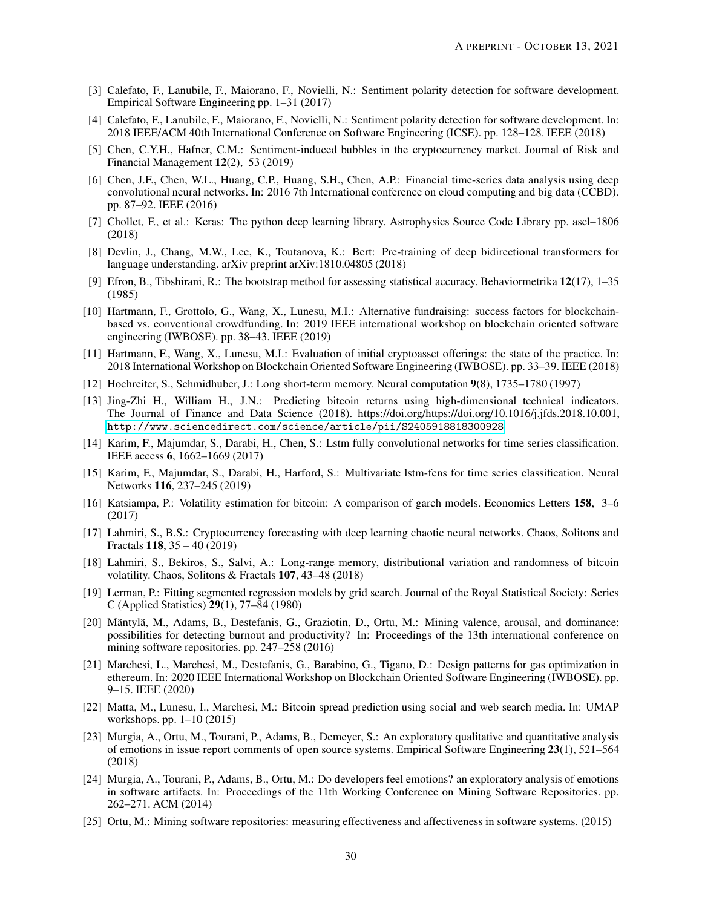[3] Calefato, F., Lanubile, F., Maiorano, F., Novielli, N.: Sentiment polarity detection for software development. Empirical Software Engineering pp. 1–31 (2017)

[4] Calefato, F., Lanubile, F., Maiorano, F., Novielli, N.: Sentiment polarity detection for software development. In: 2018 IEEE/ACM 40th International Conference on Software Engineering (ICSE). pp. 128–128. IEEE (2018)

[5] Chen, C.Y.H., Hafner, C.M.: Sentiment-induced bubbles in the cryptocurrency market. Journal of Risk and Financial Management **12**(2), 53 (2019)

[6] Chen, J.F., Chen, W.L., Huang, C.P., Huang, S.H., Chen, A.P.: Financial time-series data analysis using deep convolutional neural networks. In: 2016 7th International conference on cloud computing and big data (CCBD). pp. 87–92. IEEE (2016)

[7] Chollet, F., et al.: Keras: The python deep learning library. Astrophysics Source Code Library pp. ascl–1806 (2018)

[8] Devlin, J., Chang, M.W., Lee, K., Toutanova, K.: Bert: Pre-training of deep bidirectional transformers for language understanding. arXiv preprint arXiv:1810.04805 (2018)

[9] Efron, B., Tibshirani, R.: The bootstrap method for assessing statistical accuracy. Behaviormetrika **12**(17), 1–35 (1985)

[10] Hartmann, F., Grottolo, G., Wang, X., Lunesu, M.I.: Alternative fundraising: success factors for blockchain-based vs. conventional crowdfunding. In: 2019 IEEE international workshop on blockchain oriented software engineering (IWBOSE). pp. 38–43. IEEE (2019)

[11] Hartmann, F., Wang, X., Lunesu, M.I.: Evaluation of initial cryptoasset offerings: the state of the practice. In: 2018 International Workshop on Blockchain Oriented Software Engineering (IWBOSE). pp. 33–39. IEEE (2018)

[12] Hochreiter, S., Schmidhuber, J.: Long short-term memory. Neural computation **9**(8), 1735–1780 (1997)

[13] Jing-Zhi H., William H., J.N.: Predicting bitcoin returns using high-dimensional technical indicators. The Journal of Finance and Data Science (2018). https://doi.org/https://doi.org/10.1016/j.jfds.2018.10.001, http://www.sciencedirect.com/science/article/pii/S2405918818300928

[14] Karim, F., Majumdar, S., Darabi, H., Chen, S.: Lstm fully convolutional networks for time series classification. IEEE access **6**, 1662–1669 (2017)

[15] Karim, F., Majumdar, S., Darabi, H., Harford, S.: Multivariate lstm-fcns for time series classification. Neural Networks **116**, 237–245 (2019)

[16] Katsiampa, P.: Volatility estimation for bitcoin: A comparison of garch models. Economics Letters **158**, 3–6 (2017)

[17] Lahmiri, S., B.S.: Cryptocurrency forecasting with deep learning chaotic neural networks. Chaos, Solitons and Fractals **118**, 35 – 40 (2019)

[18] Lahmiri, S., Bekiros, S., Salvi, A.: Long-range memory, distributional variation and randomness of bitcoin volatility. Chaos, Solitons & Fractals **107**, 43–48 (2018)

[19] Lerman, P.: Fitting segmented regression models by grid search. Journal of the Royal Statistical Society: Series C (Applied Statistics) **29**(1), 77–84 (1980)

[20] Mäntylä, M., Adams, B., Destefanis, G., Graziotin, D., Ortu, M.: Mining valence, arousal, and dominance: possibilities for detecting burnout and productivity? In: Proceedings of the 13th international conference on mining software repositories. pp. 247–258 (2016)

[21] Marchesi, L., Marchesi, M., Destefanis, G., Barabino, G., Tigano, D.: Design patterns for gas optimization in ethereum. In: 2020 IEEE International Workshop on Blockchain Oriented Software Engineering (IWBOSE). pp. 9–15. IEEE (2020)

[22] Matta, M., Lunesu, I., Marchesi, M.: Bitcoin spread prediction using social and web search media. In: UMAP workshops. pp. 1–10 (2015)

[23] Murgia, A., Ortu, M., Tourani, P., Adams, B., Demeyer, S.: An exploratory qualitative and quantitative analysis of emotions in issue report comments of open source systems. Empirical Software Engineering **23**(1), 521–564 (2018)

[24] Murgia, A., Tourani, P., Adams, B., Ortu, M.: Do developers feel emotions? an exploratory analysis of emotions in software artifacts. In: Proceedings of the 11th Working Conference on Mining Software Repositories. pp. 262–271. ACM (2014)

[25] Ortu, M.: Mining software repositories: measuring effectiveness and affectiveness in software systems. (2015)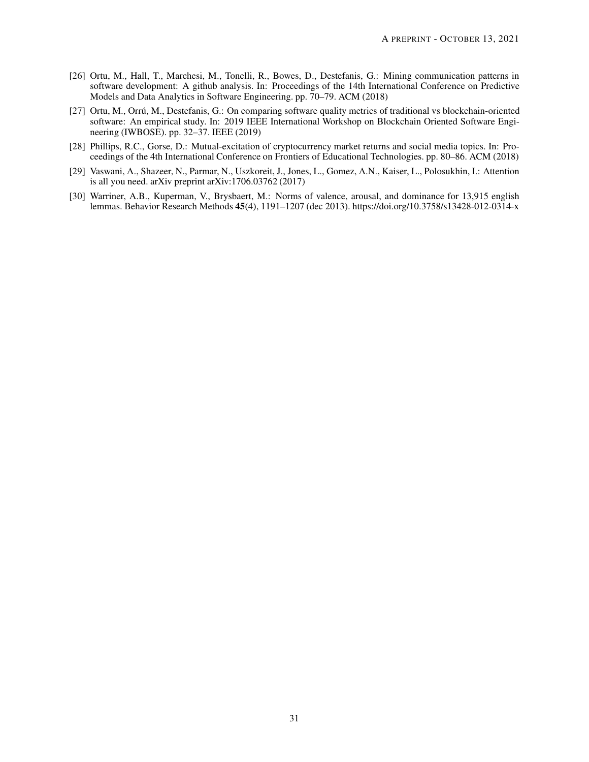- [26] Ortu, M., Hall, T., Marchesi, M., Tonelli, R., Bowes, D., Destefanis, G.: Mining communication patterns in software development: A github analysis. In: Proceedings of the 14th International Conference on Predictive Models and Data Analytics in Software Engineering. pp. 70–79. ACM (2018)
- [27] Ortu, M., Orrú, M., Destefanis, G.: On comparing software quality metrics of traditional vs blockchain-oriented software: An empirical study. In: 2019 IEEE International Workshop on Blockchain Oriented Software Engineering (IWBOSE). pp. 32–37. IEEE (2019)
- [28] Phillips, R.C., Gorse, D.: Mutual-excitation of cryptocurrency market returns and social media topics. In: Proceedings of the 4th International Conference on Frontiers of Educational Technologies. pp. 80–86. ACM (2018)
- [29] Vaswani, A., Shazeer, N., Parmar, N., Uszkoreit, J., Jones, L., Gomez, A.N., Kaiser, L., Polosukhin, I.: Attention is all you need. arXiv preprint arXiv:1706.03762 (2017)
- [30] Warriner, A.B., Kuperman, V., Brysbaert, M.: Norms of valence, arousal, and dominance for 13,915 english lemmas. Behavior Research Methods **45**(4), 1191–1207 (dec 2013). https://doi.org/10.3758/s13428-012-0314-x